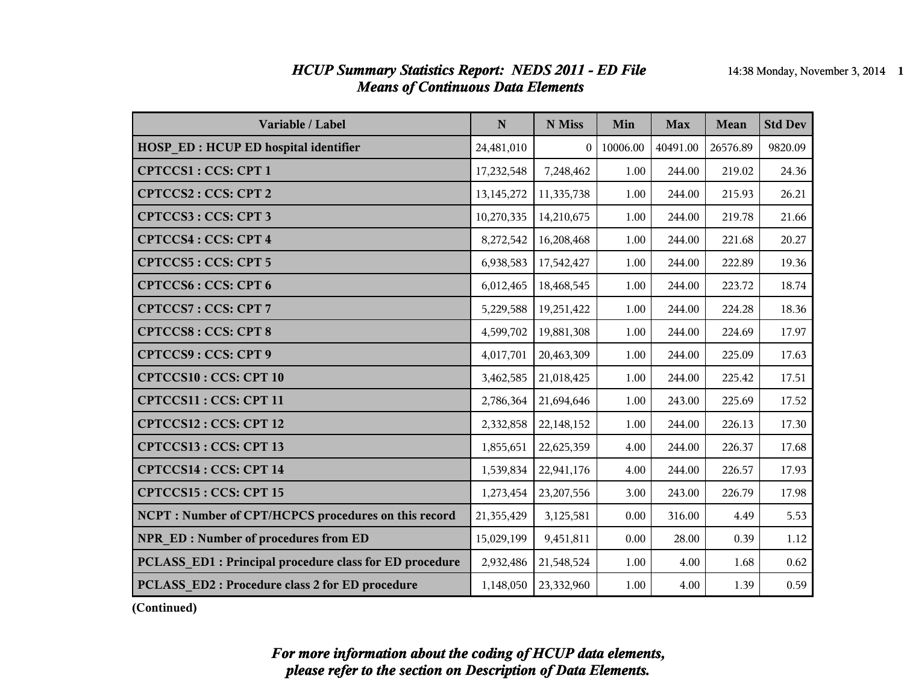# *HCUP Summary Statistics Report: NEDS 2011 - ED File*

## *Means of Continuous Data Elements*

| Variable / Label | N | N Miss | Min | Max | Mean | Std Dev |
|---|---|---|---|---|---|---|
| **HOSP_ED : HCUP ED hospital identifier** | 24,481,010 | 0 | 10006.00 | 40491.00 | 26576.89 | 9820.09 |
| **CPTCCS1 : CCS: CPT 1** | 17,232,548 | 7,248,462 | 1.00 | 244.00 | 219.02 | 24.36 |
| **CPTCCS2 : CCS: CPT 2** | 13,145,272 | 11,335,738 | 1.00 | 244.00 | 215.93 | 26.21 |
| **CPTCCS3 : CCS: CPT 3** | 10,270,335 | 14,210,675 | 1.00 | 244.00 | 219.78 | 21.66 |
| **CPTCCS4 : CCS: CPT 4** | 8,272,542 | 16,208,468 | 1.00 | 244.00 | 221.68 | 20.27 |
| **CPTCCS5 : CCS: CPT 5** | 6,938,583 | 17,542,427 | 1.00 | 244.00 | 222.89 | 19.36 |
| **CPTCCS6 : CCS: CPT 6** | 6,012,465 | 18,468,545 | 1.00 | 244.00 | 223.72 | 18.74 |
| **CPTCCS7 : CCS: CPT 7** | 5,229,588 | 19,251,422 | 1.00 | 244.00 | 224.28 | 18.36 |
| **CPTCCS8 : CCS: CPT 8** | 4,599,702 | 19,881,308 | 1.00 | 244.00 | 224.69 | 17.97 |
| **CPTCCS9 : CCS: CPT 9** | 4,017,701 | 20,463,309 | 1.00 | 244.00 | 225.09 | 17.63 |
| **CPTCCS10 : CCS: CPT 10** | 3,462,585 | 21,018,425 | 1.00 | 244.00 | 225.42 | 17.51 |
| **CPTCCS11 : CCS: CPT 11** | 2,786,364 | 21,694,646 | 1.00 | 243.00 | 225.69 | 17.52 |
| **CPTCCS12 : CCS: CPT 12** | 2,332,858 | 22,148,152 | 1.00 | 244.00 | 226.13 | 17.30 |
| **CPTCCS13 : CCS: CPT 13** | 1,855,651 | 22,625,359 | 4.00 | 244.00 | 226.37 | 17.68 |
| **CPTCCS14 : CCS: CPT 14** | 1,539,834 | 22,941,176 | 4.00 | 244.00 | 226.57 | 17.93 |
| **CPTCCS15 : CCS: CPT 15** | 1,273,454 | 23,207,556 | 3.00 | 243.00 | 226.79 | 17.98 |
| **NCPT : Number of CPT/HCPCS procedures on this record** | 21,355,429 | 3,125,581 | 0.00 | 316.00 | 4.49 | 5.53 |
| **NPR_ED : Number of procedures from ED** | 15,029,199 | 9,451,811 | 0.00 | 28.00 | 0.39 | 1.12 |
| **PCLASS_ED1 : Principal procedure class for ED procedure** | 2,932,486 | 21,548,524 | 1.00 | 4.00 | 1.68 | 0.62 |
| **PCLASS_ED2 : Procedure class 2 for ED procedure** | 1,148,050 | 23,332,960 | 1.00 | 4.00 | 1.39 | 0.59 |

**(Continued)**

***For more information about the coding of HCUP data elements, please refer to the section on Description of Data Elements.***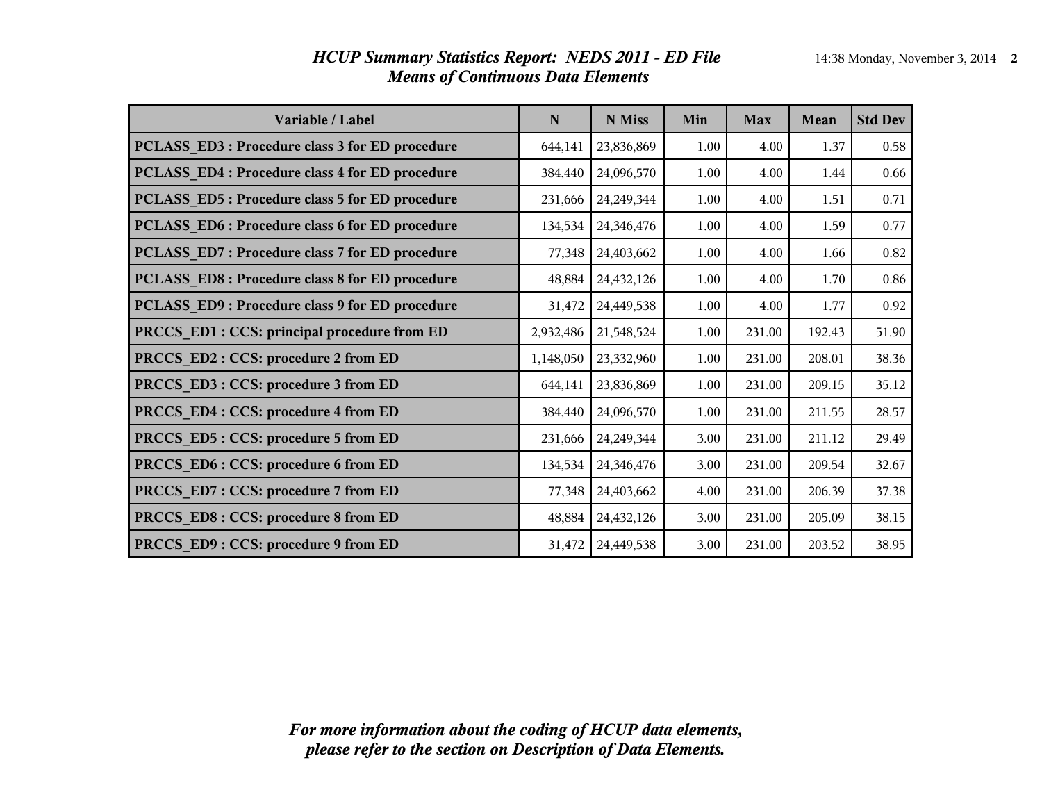# *HCUP Summary Statistics Report: NEDS 2011 - ED File*
## *Means of Continuous Data Elements*

| Variable / Label | N | N Miss | Min | Max | Mean | Std Dev |
|---|---|---|---|---|---|---|
| **PCLASS_ED3 : Procedure class 3 for ED procedure** | 644,141 | 23,836,869 | 1.00 | 4.00 | 1.37 | 0.58 |
| **PCLASS_ED4 : Procedure class 4 for ED procedure** | 384,440 | 24,096,570 | 1.00 | 4.00 | 1.44 | 0.66 |
| **PCLASS_ED5 : Procedure class 5 for ED procedure** | 231,666 | 24,249,344 | 1.00 | 4.00 | 1.51 | 0.71 |
| **PCLASS_ED6 : Procedure class 6 for ED procedure** | 134,534 | 24,346,476 | 1.00 | 4.00 | 1.59 | 0.77 |
| **PCLASS_ED7 : Procedure class 7 for ED procedure** | 77,348 | 24,403,662 | 1.00 | 4.00 | 1.66 | 0.82 |
| **PCLASS_ED8 : Procedure class 8 for ED procedure** | 48,884 | 24,432,126 | 1.00 | 4.00 | 1.70 | 0.86 |
| **PCLASS_ED9 : Procedure class 9 for ED procedure** | 31,472 | 24,449,538 | 1.00 | 4.00 | 1.77 | 0.92 |
| **PRCCS_ED1 : CCS: principal procedure from ED** | 2,932,486 | 21,548,524 | 1.00 | 231.00 | 192.43 | 51.90 |
| **PRCCS_ED2 : CCS: procedure 2 from ED** | 1,148,050 | 23,332,960 | 1.00 | 231.00 | 208.01 | 38.36 |
| **PRCCS_ED3 : CCS: procedure 3 from ED** | 644,141 | 23,836,869 | 1.00 | 231.00 | 209.15 | 35.12 |
| **PRCCS_ED4 : CCS: procedure 4 from ED** | 384,440 | 24,096,570 | 1.00 | 231.00 | 211.55 | 28.57 |
| **PRCCS_ED5 : CCS: procedure 5 from ED** | 231,666 | 24,249,344 | 3.00 | 231.00 | 211.12 | 29.49 |
| **PRCCS_ED6 : CCS: procedure 6 from ED** | 134,534 | 24,346,476 | 3.00 | 231.00 | 209.54 | 32.67 |
| **PRCCS_ED7 : CCS: procedure 7 from ED** | 77,348 | 24,403,662 | 4.00 | 231.00 | 206.39 | 37.38 |
| **PRCCS_ED8 : CCS: procedure 8 from ED** | 48,884 | 24,432,126 | 3.00 | 231.00 | 205.09 | 38.15 |
| **PRCCS_ED9 : CCS: procedure 9 from ED** | 31,472 | 24,449,538 | 3.00 | 231.00 | 203.52 | 38.95 |

***For more information about the coding of HCUP data elements, please refer to the section on Description of Data Elements.***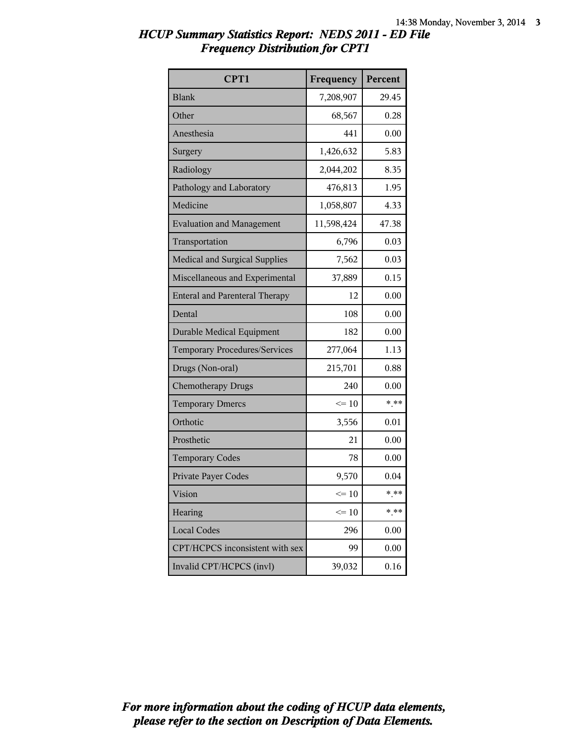## HCUP Summary Statistics Report: NEDS 2011 - ED File
## Frequency Distribution for CPT1

| CPT1 | Frequency | Percent |
|---|---|---|
| Blank | 7,208,907 | 29.45 |
| Other | 68,567 | 0.28 |
| Anesthesia | 441 | 0.00 |
| Surgery | 1,426,632 | 5.83 |
| Radiology | 2,044,202 | 8.35 |
| Pathology and Laboratory | 476,813 | 1.95 |
| Medicine | 1,058,807 | 4.33 |
| Evaluation and Management | 11,598,424 | 47.38 |
| Transportation | 6,796 | 0.03 |
| Medical and Surgical Supplies | 7,562 | 0.03 |
| Miscellaneous and Experimental | 37,889 | 0.15 |
| Enteral and Parenteral Therapy | 12 | 0.00 |
| Dental | 108 | 0.00 |
| Durable Medical Equipment | 182 | 0.00 |
| Temporary Procedures/Services | 277,064 | 1.13 |
| Drugs (Non-oral) | 215,701 | 0.88 |
| Chemotherapy Drugs | 240 | 0.00 |
| Temporary Dmercs | <= 10 | *.** |
| Orthotic | 3,556 | 0.01 |
| Prosthetic | 21 | 0.00 |
| Temporary Codes | 78 | 0.00 |
| Private Payer Codes | 9,570 | 0.04 |
| Vision | <= 10 | *.** |
| Hearing | <= 10 | *.** |
| Local Codes | 296 | 0.00 |
| CPT/HCPCS inconsistent with sex | 99 | 0.00 |
| Invalid CPT/HCPCS (invl) | 39,032 | 0.16 |

*For more information about the coding of HCUP data elements, please refer to the section on Description of Data Elements.*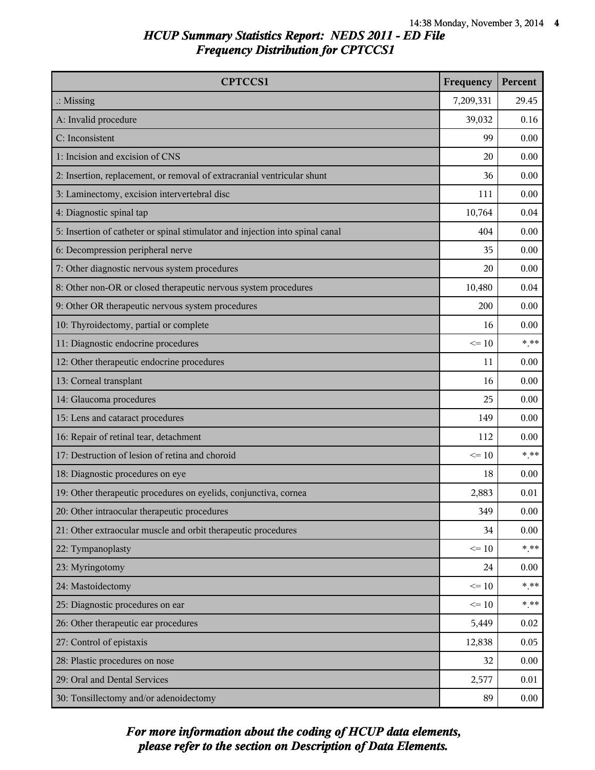# HCUP Summary Statistics Report: NEDS 2011 - ED File
## Frequency Distribution for CPTCCS1

| CPTCCS1 | Frequency | Percent |
|---|---|---|
| .: Missing | 7,209,331 | 29.45 |
| A: Invalid procedure | 39,032 | 0.16 |
| C: Inconsistent | 99 | 0.00 |
| 1: Incision and excision of CNS | 20 | 0.00 |
| 2: Insertion, replacement, or removal of extracranial ventricular shunt | 36 | 0.00 |
| 3: Laminectomy, excision intervertebral disc | 111 | 0.00 |
| 4: Diagnostic spinal tap | 10,764 | 0.04 |
| 5: Insertion of catheter or spinal stimulator and injection into spinal canal | 404 | 0.00 |
| 6: Decompression peripheral nerve | 35 | 0.00 |
| 7: Other diagnostic nervous system procedures | 20 | 0.00 |
| 8: Other non-OR or closed therapeutic nervous system procedures | 10,480 | 0.04 |
| 9: Other OR therapeutic nervous system procedures | 200 | 0.00 |
| 10: Thyroidectomy, partial or complete | 16 | 0.00 |
| 11: Diagnostic endocrine procedures | <= 10 | *.** |
| 12: Other therapeutic endocrine procedures | 11 | 0.00 |
| 13: Corneal transplant | 16 | 0.00 |
| 14: Glaucoma procedures | 25 | 0.00 |
| 15: Lens and cataract procedures | 149 | 0.00 |
| 16: Repair of retinal tear, detachment | 112 | 0.00 |
| 17: Destruction of lesion of retina and choroid | <= 10 | *.** |
| 18: Diagnostic procedures on eye | 18 | 0.00 |
| 19: Other therapeutic procedures on eyelids, conjunctiva, cornea | 2,883 | 0.01 |
| 20: Other intraocular therapeutic procedures | 349 | 0.00 |
| 21: Other extraocular muscle and orbit therapeutic procedures | 34 | 0.00 |
| 22: Tympanoplasty | <= 10 | *.** |
| 23: Myringotomy | 24 | 0.00 |
| 24: Mastoidectomy | <= 10 | *.** |
| 25: Diagnostic procedures on ear | <= 10 | *.** |
| 26: Other therapeutic ear procedures | 5,449 | 0.02 |
| 27: Control of epistaxis | 12,838 | 0.05 |
| 28: Plastic procedures on nose | 32 | 0.00 |
| 29: Oral and Dental Services | 2,577 | 0.01 |
| 30: Tonsillectomy and/or adenoidectomy | 89 | 0.00 |

*For more information about the coding of HCUP data elements, please refer to the section on Description of Data Elements.*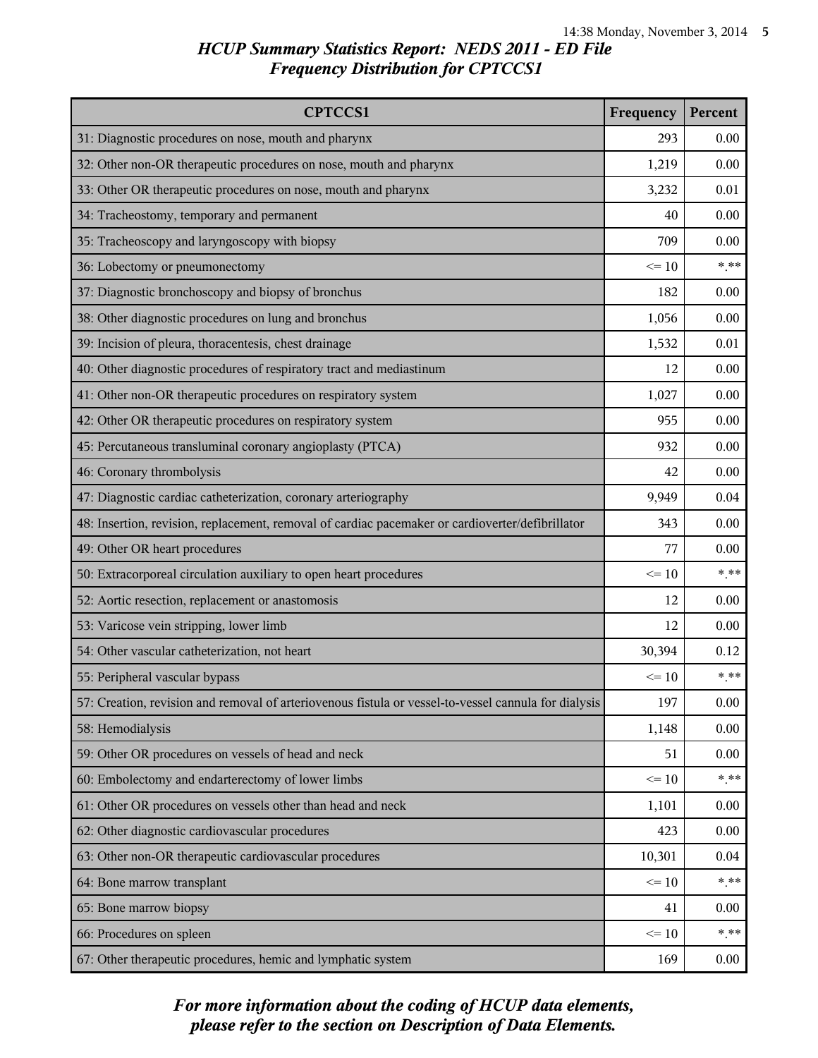## HCUP Summary Statistics Report: NEDS 2011 - ED File
## Frequency Distribution for CPTCCS1

| CPTCCS1 | Frequency | Percent |
|---|---|---|
| 31: Diagnostic procedures on nose, mouth and pharynx | 293 | 0.00 |
| 32: Other non-OR therapeutic procedures on nose, mouth and pharynx | 1,219 | 0.00 |
| 33: Other OR therapeutic procedures on nose, mouth and pharynx | 3,232 | 0.01 |
| 34: Tracheostomy, temporary and permanent | 40 | 0.00 |
| 35: Tracheoscopy and laryngoscopy with biopsy | 709 | 0.00 |
| 36: Lobectomy or pneumonectomy | <= 10 | *.** |
| 37: Diagnostic bronchoscopy and biopsy of bronchus | 182 | 0.00 |
| 38: Other diagnostic procedures on lung and bronchus | 1,056 | 0.00 |
| 39: Incision of pleura, thoracentesis, chest drainage | 1,532 | 0.01 |
| 40: Other diagnostic procedures of respiratory tract and mediastinum | 12 | 0.00 |
| 41: Other non-OR therapeutic procedures on respiratory system | 1,027 | 0.00 |
| 42: Other OR therapeutic procedures on respiratory system | 955 | 0.00 |
| 45: Percutaneous transluminal coronary angioplasty (PTCA) | 932 | 0.00 |
| 46: Coronary thrombolysis | 42 | 0.00 |
| 47: Diagnostic cardiac catheterization, coronary arteriography | 9,949 | 0.04 |
| 48: Insertion, revision, replacement, removal of cardiac pacemaker or cardioverter/defibrillator | 343 | 0.00 |
| 49: Other OR heart procedures | 77 | 0.00 |
| 50: Extracorporeal circulation auxiliary to open heart procedures | <= 10 | *.** |
| 52: Aortic resection, replacement or anastomosis | 12 | 0.00 |
| 53: Varicose vein stripping, lower limb | 12 | 0.00 |
| 54: Other vascular catheterization, not heart | 30,394 | 0.12 |
| 55: Peripheral vascular bypass | <= 10 | *.** |
| 57: Creation, revision and removal of arteriovenous fistula or vessel-to-vessel cannula for dialysis | 197 | 0.00 |
| 58: Hemodialysis | 1,148 | 0.00 |
| 59: Other OR procedures on vessels of head and neck | 51 | 0.00 |
| 60: Embolectomy and endarterectomy of lower limbs | <= 10 | *.** |
| 61: Other OR procedures on vessels other than head and neck | 1,101 | 0.00 |
| 62: Other diagnostic cardiovascular procedures | 423 | 0.00 |
| 63: Other non-OR therapeutic cardiovascular procedures | 10,301 | 0.04 |
| 64: Bone marrow transplant | <= 10 | *.** |
| 65: Bone marrow biopsy | 41 | 0.00 |
| 66: Procedures on spleen | <= 10 | *.** |
| 67: Other therapeutic procedures, hemic and lymphatic system | 169 | 0.00 |

*For more information about the coding of HCUP data elements, please refer to the section on Description of Data Elements.*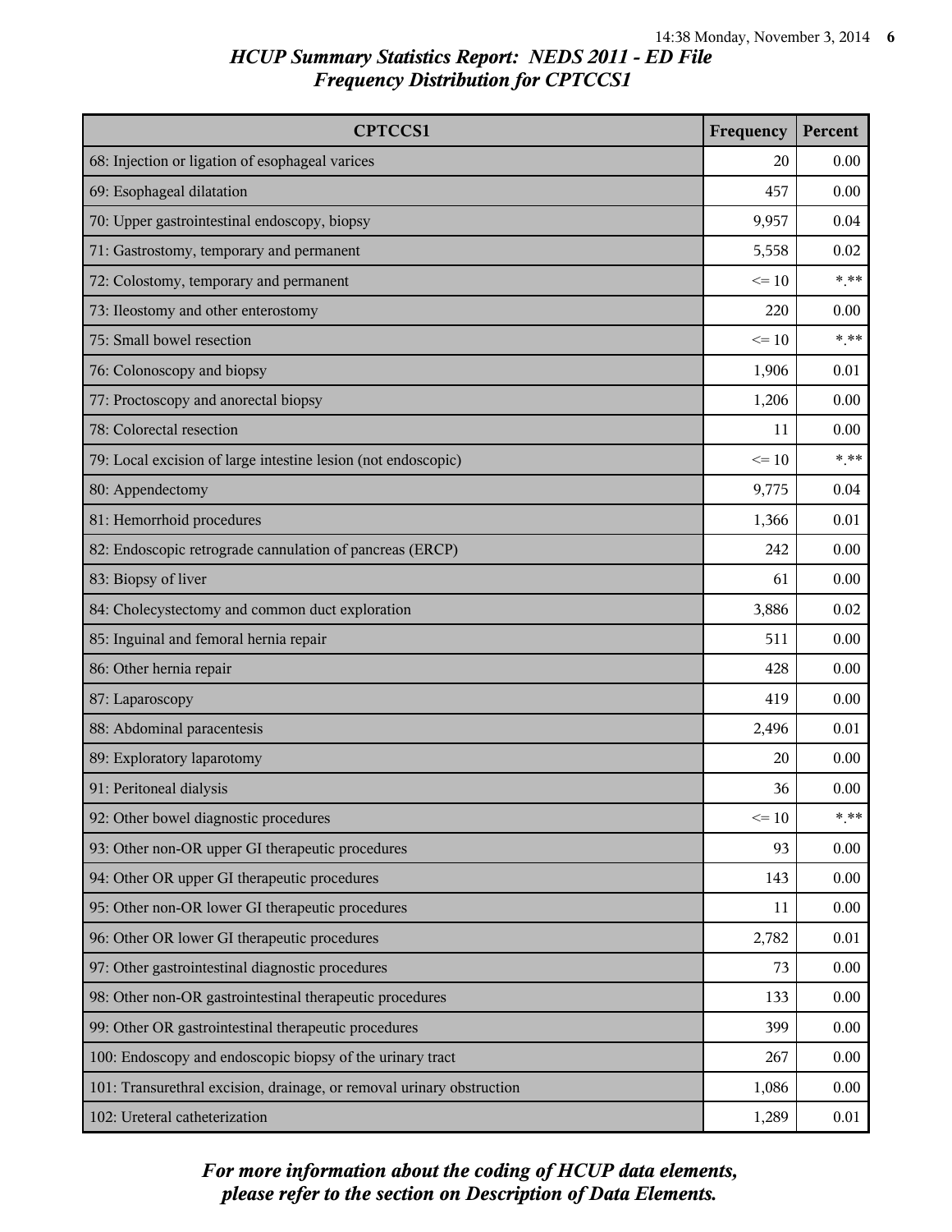## HCUP Summary Statistics Report: NEDS 2011 - ED File
## Frequency Distribution for CPTCCS1

| CPTCCS1 | Frequency | Percent |
|---|---|---|
| 68: Injection or ligation of esophageal varices | 20 | 0.00 |
| 69: Esophageal dilatation | 457 | 0.00 |
| 70: Upper gastrointestinal endoscopy, biopsy | 9,957 | 0.04 |
| 71: Gastrostomy, temporary and permanent | 5,558 | 0.02 |
| 72: Colostomy, temporary and permanent | <= 10 | *.** |
| 73: Ileostomy and other enterostomy | 220 | 0.00 |
| 75: Small bowel resection | <= 10 | *.** |
| 76: Colonoscopy and biopsy | 1,906 | 0.01 |
| 77: Proctoscopy and anorectal biopsy | 1,206 | 0.00 |
| 78: Colorectal resection | 11 | 0.00 |
| 79: Local excision of large intestine lesion (not endoscopic) | <= 10 | *.** |
| 80: Appendectomy | 9,775 | 0.04 |
| 81: Hemorrhoid procedures | 1,366 | 0.01 |
| 82: Endoscopic retrograde cannulation of pancreas (ERCP) | 242 | 0.00 |
| 83: Biopsy of liver | 61 | 0.00 |
| 84: Cholecystectomy and common duct exploration | 3,886 | 0.02 |
| 85: Inguinal and femoral hernia repair | 511 | 0.00 |
| 86: Other hernia repair | 428 | 0.00 |
| 87: Laparoscopy | 419 | 0.00 |
| 88: Abdominal paracentesis | 2,496 | 0.01 |
| 89: Exploratory laparotomy | 20 | 0.00 |
| 91: Peritoneal dialysis | 36 | 0.00 |
| 92: Other bowel diagnostic procedures | <= 10 | *.** |
| 93: Other non-OR upper GI therapeutic procedures | 93 | 0.00 |
| 94: Other OR upper GI therapeutic procedures | 143 | 0.00 |
| 95: Other non-OR lower GI therapeutic procedures | 11 | 0.00 |
| 96: Other OR lower GI therapeutic procedures | 2,782 | 0.01 |
| 97: Other gastrointestinal diagnostic procedures | 73 | 0.00 |
| 98: Other non-OR gastrointestinal therapeutic procedures | 133 | 0.00 |
| 99: Other OR gastrointestinal therapeutic procedures | 399 | 0.00 |
| 100: Endoscopy and endoscopic biopsy of the urinary tract | 267 | 0.00 |
| 101: Transurethral excision, drainage, or removal urinary obstruction | 1,086 | 0.00 |
| 102: Ureteral catheterization | 1,289 | 0.01 |

*For more information about the coding of HCUP data elements, please refer to the section on Description of Data Elements.*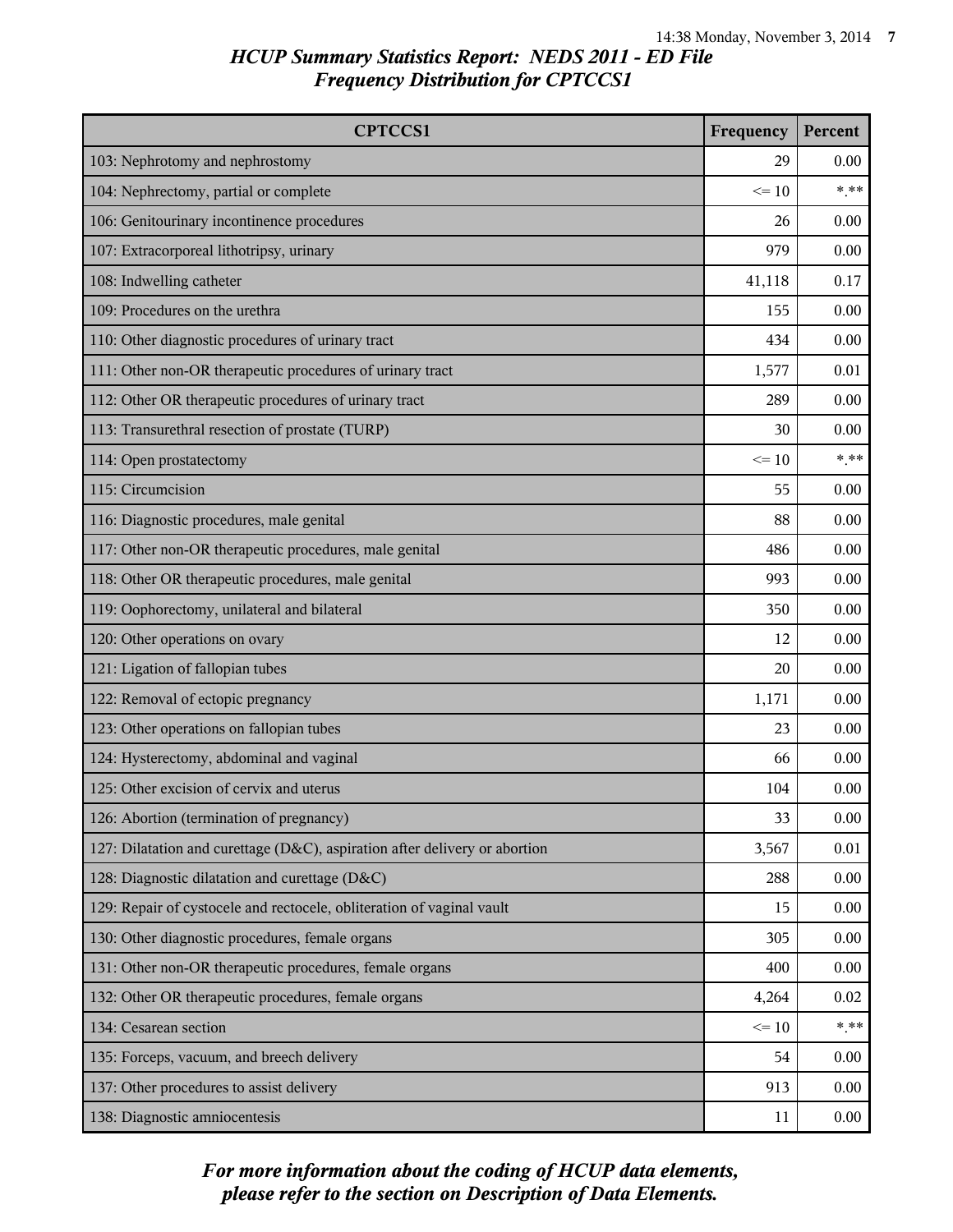## *HCUP Summary Statistics Report: NEDS 2011 - ED File*
## *Frequency Distribution for CPTCCS1*

| CPTCCS1 | Frequency | Percent |
|---|---|---|
| 103: Nephrotomy and nephrostomy | 29 | 0.00 |
| 104: Nephrectomy, partial or complete | <= 10 | *.** |
| 106: Genitourinary incontinence procedures | 26 | 0.00 |
| 107: Extracorporeal lithotripsy, urinary | 979 | 0.00 |
| 108: Indwelling catheter | 41,118 | 0.17 |
| 109: Procedures on the urethra | 155 | 0.00 |
| 110: Other diagnostic procedures of urinary tract | 434 | 0.00 |
| 111: Other non-OR therapeutic procedures of urinary tract | 1,577 | 0.01 |
| 112: Other OR therapeutic procedures of urinary tract | 289 | 0.00 |
| 113: Transurethral resection of prostate (TURP) | 30 | 0.00 |
| 114: Open prostatectomy | <= 10 | *.** |
| 115: Circumcision | 55 | 0.00 |
| 116: Diagnostic procedures, male genital | 88 | 0.00 |
| 117: Other non-OR therapeutic procedures, male genital | 486 | 0.00 |
| 118: Other OR therapeutic procedures, male genital | 993 | 0.00 |
| 119: Oophorectomy, unilateral and bilateral | 350 | 0.00 |
| 120: Other operations on ovary | 12 | 0.00 |
| 121: Ligation of fallopian tubes | 20 | 0.00 |
| 122: Removal of ectopic pregnancy | 1,171 | 0.00 |
| 123: Other operations on fallopian tubes | 23 | 0.00 |
| 124: Hysterectomy, abdominal and vaginal | 66 | 0.00 |
| 125: Other excision of cervix and uterus | 104 | 0.00 |
| 126: Abortion (termination of pregnancy) | 33 | 0.00 |
| 127: Dilatation and curettage (D&C), aspiration after delivery or abortion | 3,567 | 0.01 |
| 128: Diagnostic dilatation and curettage (D&C) | 288 | 0.00 |
| 129: Repair of cystocele and rectocele, obliteration of vaginal vault | 15 | 0.00 |
| 130: Other diagnostic procedures, female organs | 305 | 0.00 |
| 131: Other non-OR therapeutic procedures, female organs | 400 | 0.00 |
| 132: Other OR therapeutic procedures, female organs | 4,264 | 0.02 |
| 134: Cesarean section | <= 10 | *.** |
| 135: Forceps, vacuum, and breech delivery | 54 | 0.00 |
| 137: Other procedures to assist delivery | 913 | 0.00 |
| 138: Diagnostic amniocentesis | 11 | 0.00 |

*For more information about the coding of HCUP data elements, please refer to the section on Description of Data Elements.*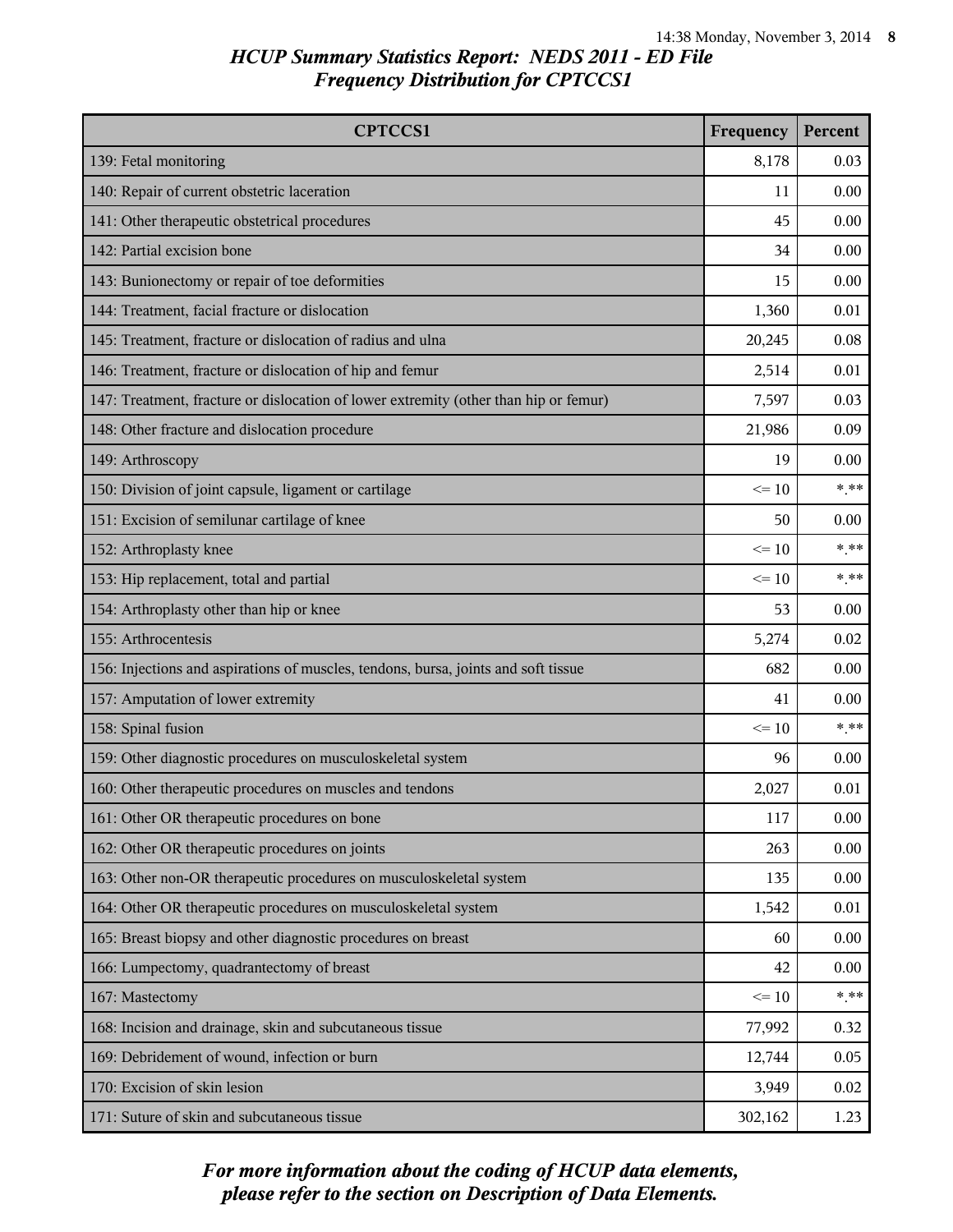## *HCUP Summary Statistics Report: NEDS 2011 - ED File*
## *Frequency Distribution for CPTCCS1*

| CPTCCS1 | Frequency | Percent |
|---|---|---|
| 139: Fetal monitoring | 8,178 | 0.03 |
| 140: Repair of current obstetric laceration | 11 | 0.00 |
| 141: Other therapeutic obstetrical procedures | 45 | 0.00 |
| 142: Partial excision bone | 34 | 0.00 |
| 143: Bunionectomy or repair of toe deformities | 15 | 0.00 |
| 144: Treatment, facial fracture or dislocation | 1,360 | 0.01 |
| 145: Treatment, fracture or dislocation of radius and ulna | 20,245 | 0.08 |
| 146: Treatment, fracture or dislocation of hip and femur | 2,514 | 0.01 |
| 147: Treatment, fracture or dislocation of lower extremity (other than hip or femur) | 7,597 | 0.03 |
| 148: Other fracture and dislocation procedure | 21,986 | 0.09 |
| 149: Arthroscopy | 19 | 0.00 |
| 150: Division of joint capsule, ligament or cartilage | <= 10 | *.** |
| 151: Excision of semilunar cartilage of knee | 50 | 0.00 |
| 152: Arthroplasty knee | <= 10 | *.** |
| 153: Hip replacement, total and partial | <= 10 | *.** |
| 154: Arthroplasty other than hip or knee | 53 | 0.00 |
| 155: Arthrocentesis | 5,274 | 0.02 |
| 156: Injections and aspirations of muscles, tendons, bursa, joints and soft tissue | 682 | 0.00 |
| 157: Amputation of lower extremity | 41 | 0.00 |
| 158: Spinal fusion | <= 10 | *.** |
| 159: Other diagnostic procedures on musculoskeletal system | 96 | 0.00 |
| 160: Other therapeutic procedures on muscles and tendons | 2,027 | 0.01 |
| 161: Other OR therapeutic procedures on bone | 117 | 0.00 |
| 162: Other OR therapeutic procedures on joints | 263 | 0.00 |
| 163: Other non-OR therapeutic procedures on musculoskeletal system | 135 | 0.00 |
| 164: Other OR therapeutic procedures on musculoskeletal system | 1,542 | 0.01 |
| 165: Breast biopsy and other diagnostic procedures on breast | 60 | 0.00 |
| 166: Lumpectomy, quadrantectomy of breast | 42 | 0.00 |
| 167: Mastectomy | <= 10 | *.** |
| 168: Incision and drainage, skin and subcutaneous tissue | 77,992 | 0.32 |
| 169: Debridement of wound, infection or burn | 12,744 | 0.05 |
| 170: Excision of skin lesion | 3,949 | 0.02 |
| 171: Suture of skin and subcutaneous tissue | 302,162 | 1.23 |

*For more information about the coding of HCUP data elements, please refer to the section on Description of Data Elements.*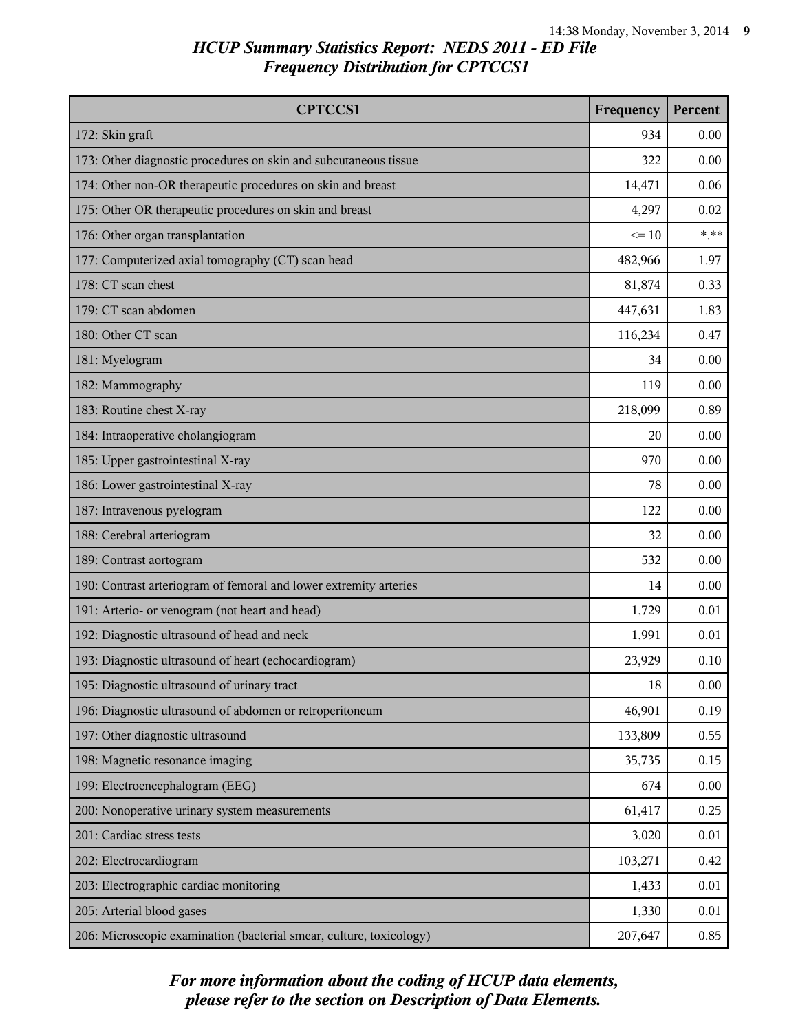## HCUP Summary Statistics Report: NEDS 2011 - ED File
### Frequency Distribution for CPTCCS1

| CPTCCS1 | Frequency | Percent |
|---|---|---|
| 172: Skin graft | 934 | 0.00 |
| 173: Other diagnostic procedures on skin and subcutaneous tissue | 322 | 0.00 |
| 174: Other non-OR therapeutic procedures on skin and breast | 14,471 | 0.06 |
| 175: Other OR therapeutic procedures on skin and breast | 4,297 | 0.02 |
| 176: Other organ transplantation | <= 10 | *.** |
| 177: Computerized axial tomography (CT) scan head | 482,966 | 1.97 |
| 178: CT scan chest | 81,874 | 0.33 |
| 179: CT scan abdomen | 447,631 | 1.83 |
| 180: Other CT scan | 116,234 | 0.47 |
| 181: Myelogram | 34 | 0.00 |
| 182: Mammography | 119 | 0.00 |
| 183: Routine chest X-ray | 218,099 | 0.89 |
| 184: Intraoperative cholangiogram | 20 | 0.00 |
| 185: Upper gastrointestinal X-ray | 970 | 0.00 |
| 186: Lower gastrointestinal X-ray | 78 | 0.00 |
| 187: Intravenous pyelogram | 122 | 0.00 |
| 188: Cerebral arteriogram | 32 | 0.00 |
| 189: Contrast aortogram | 532 | 0.00 |
| 190: Contrast arteriogram of femoral and lower extremity arteries | 14 | 0.00 |
| 191: Arterio- or venogram (not heart and head) | 1,729 | 0.01 |
| 192: Diagnostic ultrasound of head and neck | 1,991 | 0.01 |
| 193: Diagnostic ultrasound of heart (echocardiogram) | 23,929 | 0.10 |
| 195: Diagnostic ultrasound of urinary tract | 18 | 0.00 |
| 196: Diagnostic ultrasound of abdomen or retroperitoneum | 46,901 | 0.19 |
| 197: Other diagnostic ultrasound | 133,809 | 0.55 |
| 198: Magnetic resonance imaging | 35,735 | 0.15 |
| 199: Electroencephalogram (EEG) | 674 | 0.00 |
| 200: Nonoperative urinary system measurements | 61,417 | 0.25 |
| 201: Cardiac stress tests | 3,020 | 0.01 |
| 202: Electrocardiogram | 103,271 | 0.42 |
| 203: Electrographic cardiac monitoring | 1,433 | 0.01 |
| 205: Arterial blood gases | 1,330 | 0.01 |
| 206: Microscopic examination (bacterial smear, culture, toxicology) | 207,647 | 0.85 |

*For more information about the coding of HCUP data elements, please refer to the section on Description of Data Elements.*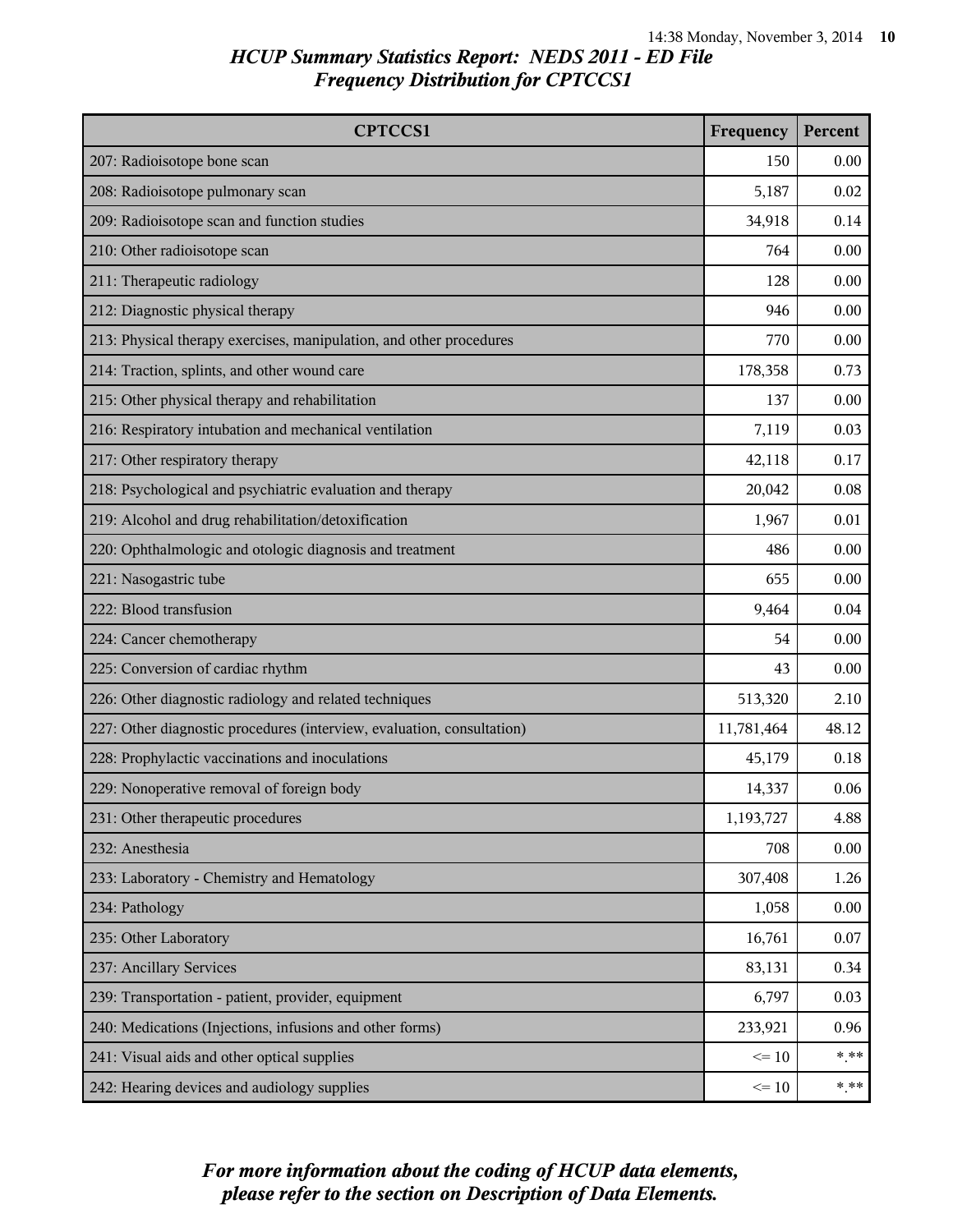# HCUP Summary Statistics Report: NEDS 2011 - ED File
## Frequency Distribution for CPTCCS1

| CPTCCS1 | Frequency | Percent |
|---|---|---|
| 207: Radioisotope bone scan | 150 | 0.00 |
| 208: Radioisotope pulmonary scan | 5,187 | 0.02 |
| 209: Radioisotope scan and function studies | 34,918 | 0.14 |
| 210: Other radioisotope scan | 764 | 0.00 |
| 211: Therapeutic radiology | 128 | 0.00 |
| 212: Diagnostic physical therapy | 946 | 0.00 |
| 213: Physical therapy exercises, manipulation, and other procedures | 770 | 0.00 |
| 214: Traction, splints, and other wound care | 178,358 | 0.73 |
| 215: Other physical therapy and rehabilitation | 137 | 0.00 |
| 216: Respiratory intubation and mechanical ventilation | 7,119 | 0.03 |
| 217: Other respiratory therapy | 42,118 | 0.17 |
| 218: Psychological and psychiatric evaluation and therapy | 20,042 | 0.08 |
| 219: Alcohol and drug rehabilitation/detoxification | 1,967 | 0.01 |
| 220: Ophthalmologic and otologic diagnosis and treatment | 486 | 0.00 |
| 221: Nasogastric tube | 655 | 0.00 |
| 222: Blood transfusion | 9,464 | 0.04 |
| 224: Cancer chemotherapy | 54 | 0.00 |
| 225: Conversion of cardiac rhythm | 43 | 0.00 |
| 226: Other diagnostic radiology and related techniques | 513,320 | 2.10 |
| 227: Other diagnostic procedures (interview, evaluation, consultation) | 11,781,464 | 48.12 |
| 228: Prophylactic vaccinations and inoculations | 45,179 | 0.18 |
| 229: Nonoperative removal of foreign body | 14,337 | 0.06 |
| 231: Other therapeutic procedures | 1,193,727 | 4.88 |
| 232: Anesthesia | 708 | 0.00 |
| 233: Laboratory - Chemistry and Hematology | 307,408 | 1.26 |
| 234: Pathology | 1,058 | 0.00 |
| 235: Other Laboratory | 16,761 | 0.07 |
| 237: Ancillary Services | 83,131 | 0.34 |
| 239: Transportation - patient, provider, equipment | 6,797 | 0.03 |
| 240: Medications (Injections, infusions and other forms) | 233,921 | 0.96 |
| 241: Visual aids and other optical supplies | <= 10 | *.** |
| 242: Hearing devices and audiology supplies | <= 10 | *.** |

*For more information about the coding of HCUP data elements, please refer to the section on Description of Data Elements.*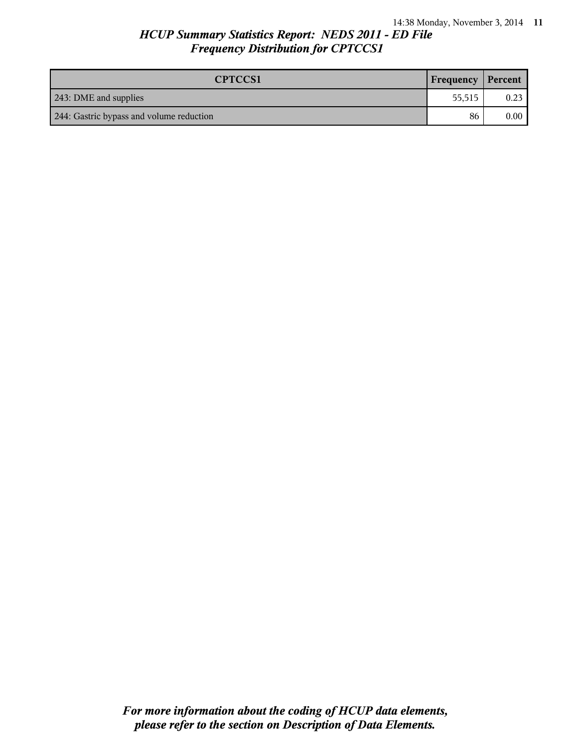## HCUP Summary Statistics Report: NEDS 2011 - ED File
## Frequency Distribution for CPTCCS1

| CPTCCS1 | Frequency | Percent |
|---|---|---|
| 243: DME and supplies | 55,515 | 0.23 |
| 244: Gastric bypass and volume reduction | 86 | 0.00 |

*For more information about the coding of HCUP data elements, please refer to the section on Description of Data Elements.*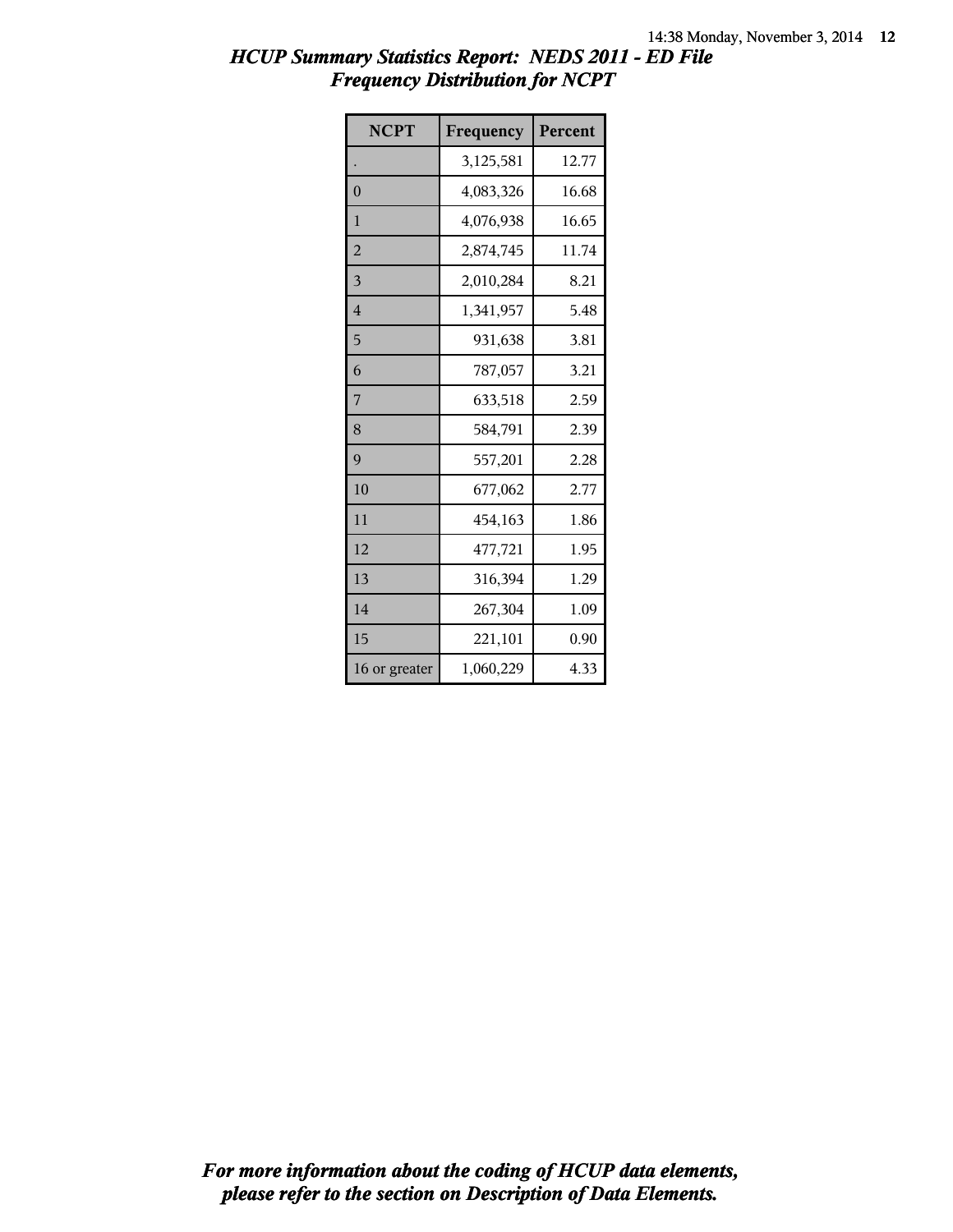# HCUP Summary Statistics Report: NEDS 2011 - ED File
## Frequency Distribution for NCPT

| NCPT | Frequency | Percent |
|---|---|---|
| . | 3,125,581 | 12.77 |
| 0 | 4,083,326 | 16.68 |
| 1 | 4,076,938 | 16.65 |
| 2 | 2,874,745 | 11.74 |
| 3 | 2,010,284 | 8.21 |
| 4 | 1,341,957 | 5.48 |
| 5 | 931,638 | 3.81 |
| 6 | 787,057 | 3.21 |
| 7 | 633,518 | 2.59 |
| 8 | 584,791 | 2.39 |
| 9 | 557,201 | 2.28 |
| 10 | 677,062 | 2.77 |
| 11 | 454,163 | 1.86 |
| 12 | 477,721 | 1.95 |
| 13 | 316,394 | 1.29 |
| 14 | 267,304 | 1.09 |
| 15 | 221,101 | 0.90 |
| 16 or greater | 1,060,229 | 4.33 |

***For more information about the coding of HCUP data elements, please refer to the section on Description of Data Elements.***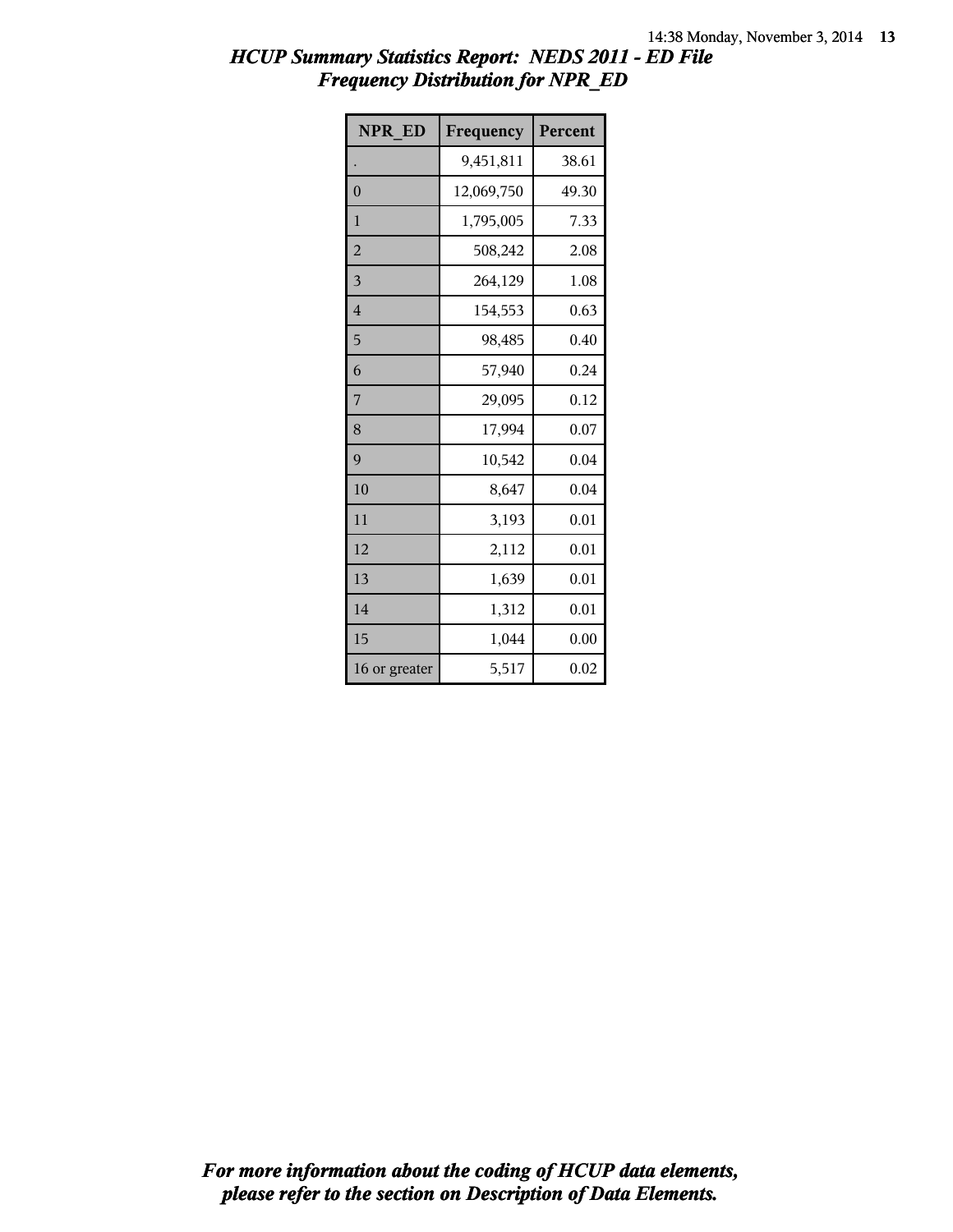## *HCUP Summary Statistics Report: NEDS 2011 - ED File*
## *Frequency Distribution for NPR_ED*

| NPR_ED | Frequency | Percent |
|---|---|---|
| . | 9,451,811 | 38.61 |
| 0 | 12,069,750 | 49.30 |
| 1 | 1,795,005 | 7.33 |
| 2 | 508,242 | 2.08 |
| 3 | 264,129 | 1.08 |
| 4 | 154,553 | 0.63 |
| 5 | 98,485 | 0.40 |
| 6 | 57,940 | 0.24 |
| 7 | 29,095 | 0.12 |
| 8 | 17,994 | 0.07 |
| 9 | 10,542 | 0.04 |
| 10 | 8,647 | 0.04 |
| 11 | 3,193 | 0.01 |
| 12 | 2,112 | 0.01 |
| 13 | 1,639 | 0.01 |
| 14 | 1,312 | 0.01 |
| 15 | 1,044 | 0.00 |
| 16 or greater | 5,517 | 0.02 |

***For more information about the coding of HCUP data elements, please refer to the section on Description of Data Elements.***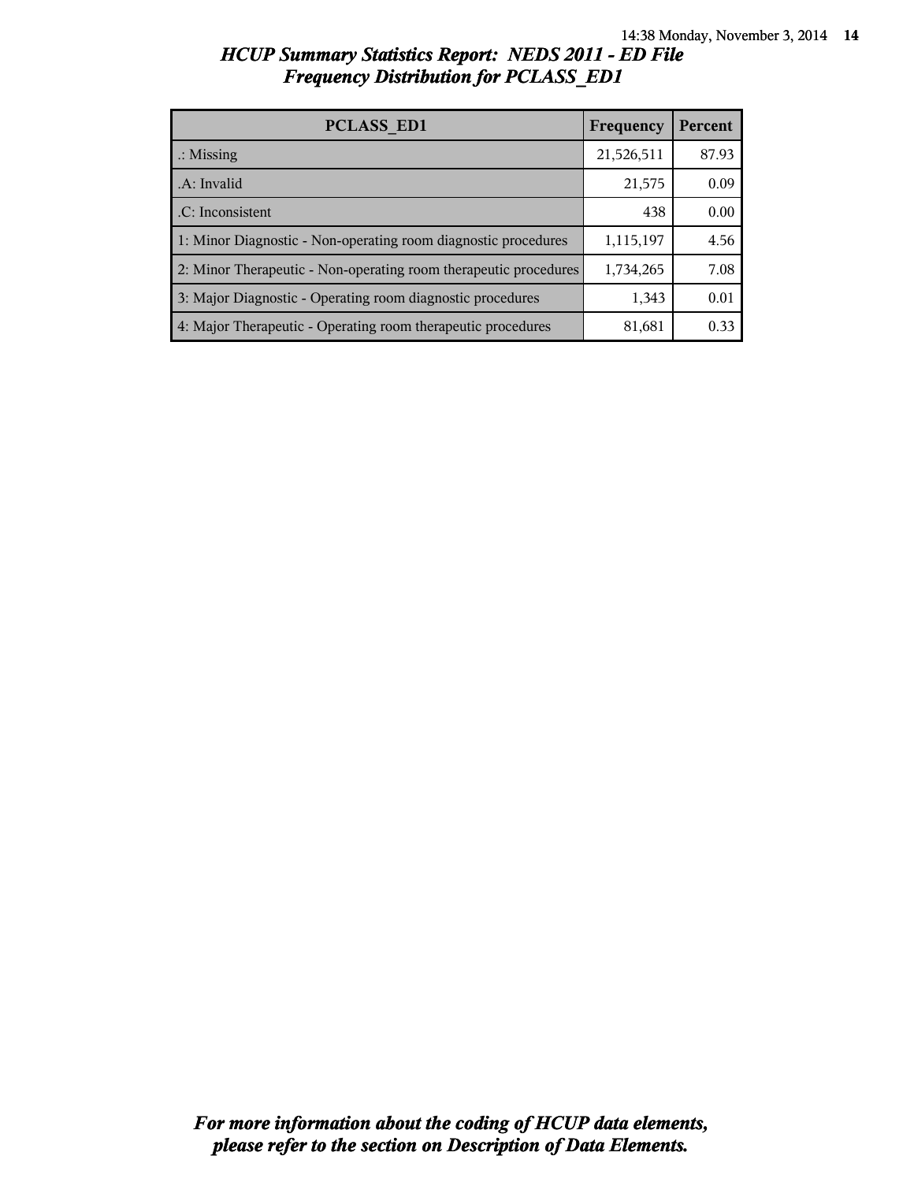# HCUP Summary Statistics Report: NEDS 2011 - ED File

## Frequency Distribution for PCLASS_ED1

| PCLASS_ED1 | Frequency | Percent |
|---|---|---|
| .: Missing | 21,526,511 | 87.93 |
| .A: Invalid | 21,575 | 0.09 |
| .C: Inconsistent | 438 | 0.00 |
| 1: Minor Diagnostic - Non-operating room diagnostic procedures | 1,115,197 | 4.56 |
| 2: Minor Therapeutic - Non-operating room therapeutic procedures | 1,734,265 | 7.08 |
| 3: Major Diagnostic - Operating room diagnostic procedures | 1,343 | 0.01 |
| 4: Major Therapeutic - Operating room therapeutic procedures | 81,681 | 0.33 |

*For more information about the coding of HCUP data elements, please refer to the section on Description of Data Elements.*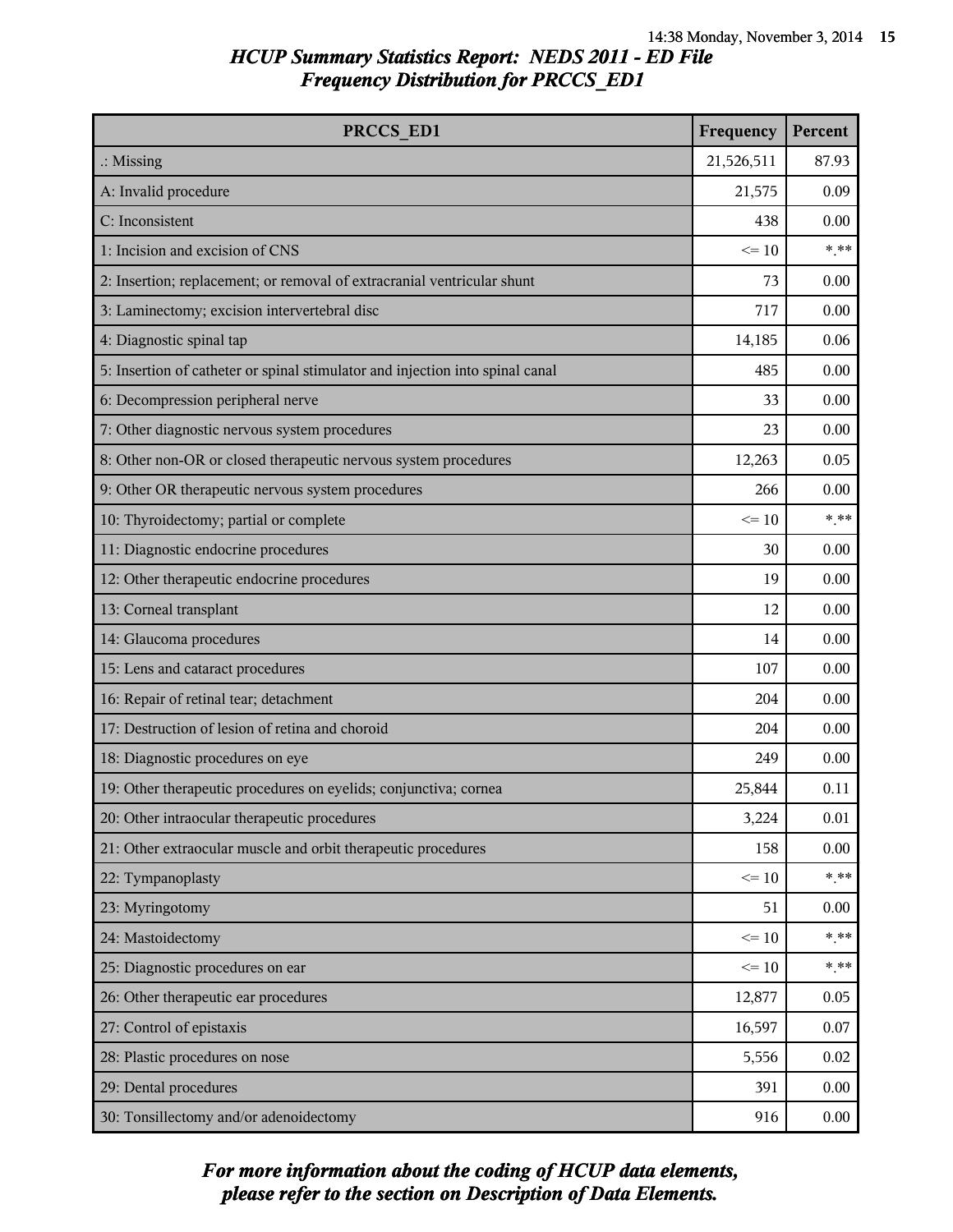## HCUP Summary Statistics Report: NEDS 2011 - ED File
## Frequency Distribution for PRCCS_ED1

| PRCCS_ED1 | Frequency | Percent |
|---|---|---|
| .: Missing | 21,526,511 | 87.93 |
| A: Invalid procedure | 21,575 | 0.09 |
| C: Inconsistent | 438 | 0.00 |
| 1: Incision and excision of CNS | <= 10 | *.** |
| 2: Insertion; replacement; or removal of extracranial ventricular shunt | 73 | 0.00 |
| 3: Laminectomy; excision intervertebral disc | 717 | 0.00 |
| 4: Diagnostic spinal tap | 14,185 | 0.06 |
| 5: Insertion of catheter or spinal stimulator and injection into spinal canal | 485 | 0.00 |
| 6: Decompression peripheral nerve | 33 | 0.00 |
| 7: Other diagnostic nervous system procedures | 23 | 0.00 |
| 8: Other non-OR or closed therapeutic nervous system procedures | 12,263 | 0.05 |
| 9: Other OR therapeutic nervous system procedures | 266 | 0.00 |
| 10: Thyroidectomy; partial or complete | <= 10 | *.** |
| 11: Diagnostic endocrine procedures | 30 | 0.00 |
| 12: Other therapeutic endocrine procedures | 19 | 0.00 |
| 13: Corneal transplant | 12 | 0.00 |
| 14: Glaucoma procedures | 14 | 0.00 |
| 15: Lens and cataract procedures | 107 | 0.00 |
| 16: Repair of retinal tear; detachment | 204 | 0.00 |
| 17: Destruction of lesion of retina and choroid | 204 | 0.00 |
| 18: Diagnostic procedures on eye | 249 | 0.00 |
| 19: Other therapeutic procedures on eyelids; conjunctiva; cornea | 25,844 | 0.11 |
| 20: Other intraocular therapeutic procedures | 3,224 | 0.01 |
| 21: Other extraocular muscle and orbit therapeutic procedures | 158 | 0.00 |
| 22: Tympanoplasty | <= 10 | *.** |
| 23: Myringotomy | 51 | 0.00 |
| 24: Mastoidectomy | <= 10 | *.** |
| 25: Diagnostic procedures on ear | <= 10 | *.** |
| 26: Other therapeutic ear procedures | 12,877 | 0.05 |
| 27: Control of epistaxis | 16,597 | 0.07 |
| 28: Plastic procedures on nose | 5,556 | 0.02 |
| 29: Dental procedures | 391 | 0.00 |
| 30: Tonsillectomy and/or adenoidectomy | 916 | 0.00 |

*For more information about the coding of HCUP data elements, please refer to the section on Description of Data Elements.*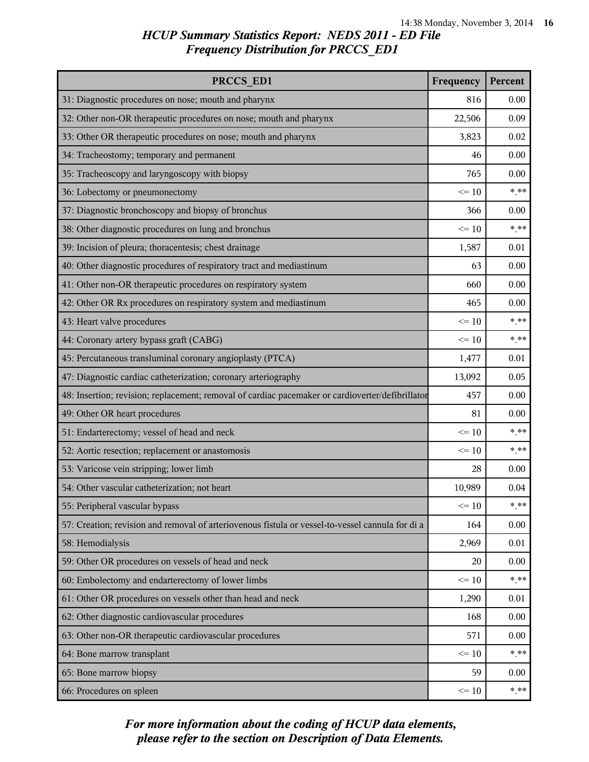## HCUP Summary Statistics Report: NEDS 2011 - ED File
## Frequency Distribution for PRCCS_ED1

| PRCCS_ED1 | Frequency | Percent |
|---|---|---|
| 31: Diagnostic procedures on nose; mouth and pharynx | 816 | 0.00 |
| 32: Other non-OR therapeutic procedures on nose; mouth and pharynx | 22,506 | 0.09 |
| 33: Other OR therapeutic procedures on nose; mouth and pharynx | 3,823 | 0.02 |
| 34: Tracheostomy; temporary and permanent | 46 | 0.00 |
| 35: Tracheoscopy and laryngoscopy with biopsy | 765 | 0.00 |
| 36: Lobectomy or pneumonectomy | <= 10 | *.** |
| 37: Diagnostic bronchoscopy and biopsy of bronchus | 366 | 0.00 |
| 38: Other diagnostic procedures on lung and bronchus | <= 10 | *.** |
| 39: Incision of pleura; thoracentesis; chest drainage | 1,587 | 0.01 |
| 40: Other diagnostic procedures of respiratory tract and mediastinum | 63 | 0.00 |
| 41: Other non-OR therapeutic procedures on respiratory system | 660 | 0.00 |
| 42: Other OR Rx procedures on respiratory system and mediastinum | 465 | 0.00 |
| 43: Heart valve procedures | <= 10 | *.** |
| 44: Coronary artery bypass graft (CABG) | <= 10 | *.** |
| 45: Percutaneous transluminal coronary angioplasty (PTCA) | 1,477 | 0.01 |
| 47: Diagnostic cardiac catheterization; coronary arteriography | 13,092 | 0.05 |
| 48: Insertion; revision; replacement; removal of cardiac pacemaker or cardioverter/defibrillator | 457 | 0.00 |
| 49: Other OR heart procedures | 81 | 0.00 |
| 51: Endarterectomy; vessel of head and neck | <= 10 | *.** |
| 52: Aortic resection; replacement or anastomosis | <= 10 | *.** |
| 53: Varicose vein stripping; lower limb | 28 | 0.00 |
| 54: Other vascular catheterization; not heart | 10,989 | 0.04 |
| 55: Peripheral vascular bypass | <= 10 | *.** |
| 57: Creation; revision and removal of arteriovenous fistula or vessel-to-vessel cannula for di a | 164 | 0.00 |
| 58: Hemodialysis | 2,969 | 0.01 |
| 59: Other OR procedures on vessels of head and neck | 20 | 0.00 |
| 60: Embolectomy and endarterectomy of lower limbs | <= 10 | *.** |
| 61: Other OR procedures on vessels other than head and neck | 1,290 | 0.01 |
| 62: Other diagnostic cardiovascular procedures | 168 | 0.00 |
| 63: Other non-OR therapeutic cardiovascular procedures | 571 | 0.00 |
| 64: Bone marrow transplant | <= 10 | *.** |
| 65: Bone marrow biopsy | 59 | 0.00 |
| 66: Procedures on spleen | <= 10 | *.** |

*For more information about the coding of HCUP data elements, please refer to the section on Description of Data Elements.*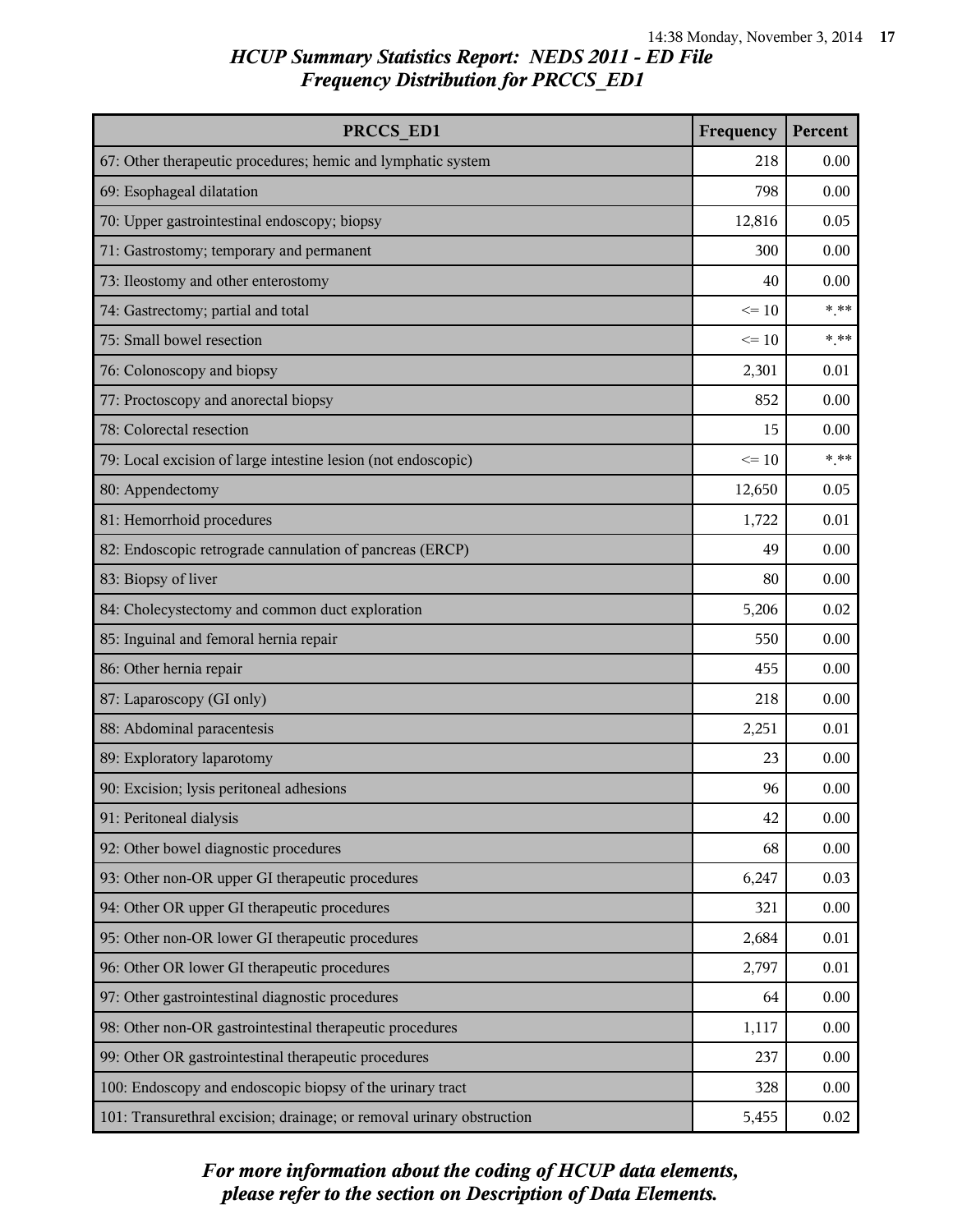## HCUP Summary Statistics Report: NEDS 2011 - ED File
## Frequency Distribution for PRCCS_ED1

| PRCCS_ED1 | Frequency | Percent |
|---|---|---|
| 67: Other therapeutic procedures; hemic and lymphatic system | 218 | 0.00 |
| 69: Esophageal dilatation | 798 | 0.00 |
| 70: Upper gastrointestinal endoscopy; biopsy | 12,816 | 0.05 |
| 71: Gastrostomy; temporary and permanent | 300 | 0.00 |
| 73: Ileostomy and other enterostomy | 40 | 0.00 |
| 74: Gastrectomy; partial and total | <= 10 | *.** |
| 75: Small bowel resection | <= 10 | *.** |
| 76: Colonoscopy and biopsy | 2,301 | 0.01 |
| 77: Proctoscopy and anorectal biopsy | 852 | 0.00 |
| 78: Colorectal resection | 15 | 0.00 |
| 79: Local excision of large intestine lesion (not endoscopic) | <= 10 | *.** |
| 80: Appendectomy | 12,650 | 0.05 |
| 81: Hemorrhoid procedures | 1,722 | 0.01 |
| 82: Endoscopic retrograde cannulation of pancreas (ERCP) | 49 | 0.00 |
| 83: Biopsy of liver | 80 | 0.00 |
| 84: Cholecystectomy and common duct exploration | 5,206 | 0.02 |
| 85: Inguinal and femoral hernia repair | 550 | 0.00 |
| 86: Other hernia repair | 455 | 0.00 |
| 87: Laparoscopy (GI only) | 218 | 0.00 |
| 88: Abdominal paracentesis | 2,251 | 0.01 |
| 89: Exploratory laparotomy | 23 | 0.00 |
| 90: Excision; lysis peritoneal adhesions | 96 | 0.00 |
| 91: Peritoneal dialysis | 42 | 0.00 |
| 92: Other bowel diagnostic procedures | 68 | 0.00 |
| 93: Other non-OR upper GI therapeutic procedures | 6,247 | 0.03 |
| 94: Other OR upper GI therapeutic procedures | 321 | 0.00 |
| 95: Other non-OR lower GI therapeutic procedures | 2,684 | 0.01 |
| 96: Other OR lower GI therapeutic procedures | 2,797 | 0.01 |
| 97: Other gastrointestinal diagnostic procedures | 64 | 0.00 |
| 98: Other non-OR gastrointestinal therapeutic procedures | 1,117 | 0.00 |
| 99: Other OR gastrointestinal therapeutic procedures | 237 | 0.00 |
| 100: Endoscopy and endoscopic biopsy of the urinary tract | 328 | 0.00 |
| 101: Transurethral excision; drainage; or removal urinary obstruction | 5,455 | 0.02 |

*For more information about the coding of HCUP data elements, please refer to the section on Description of Data Elements.*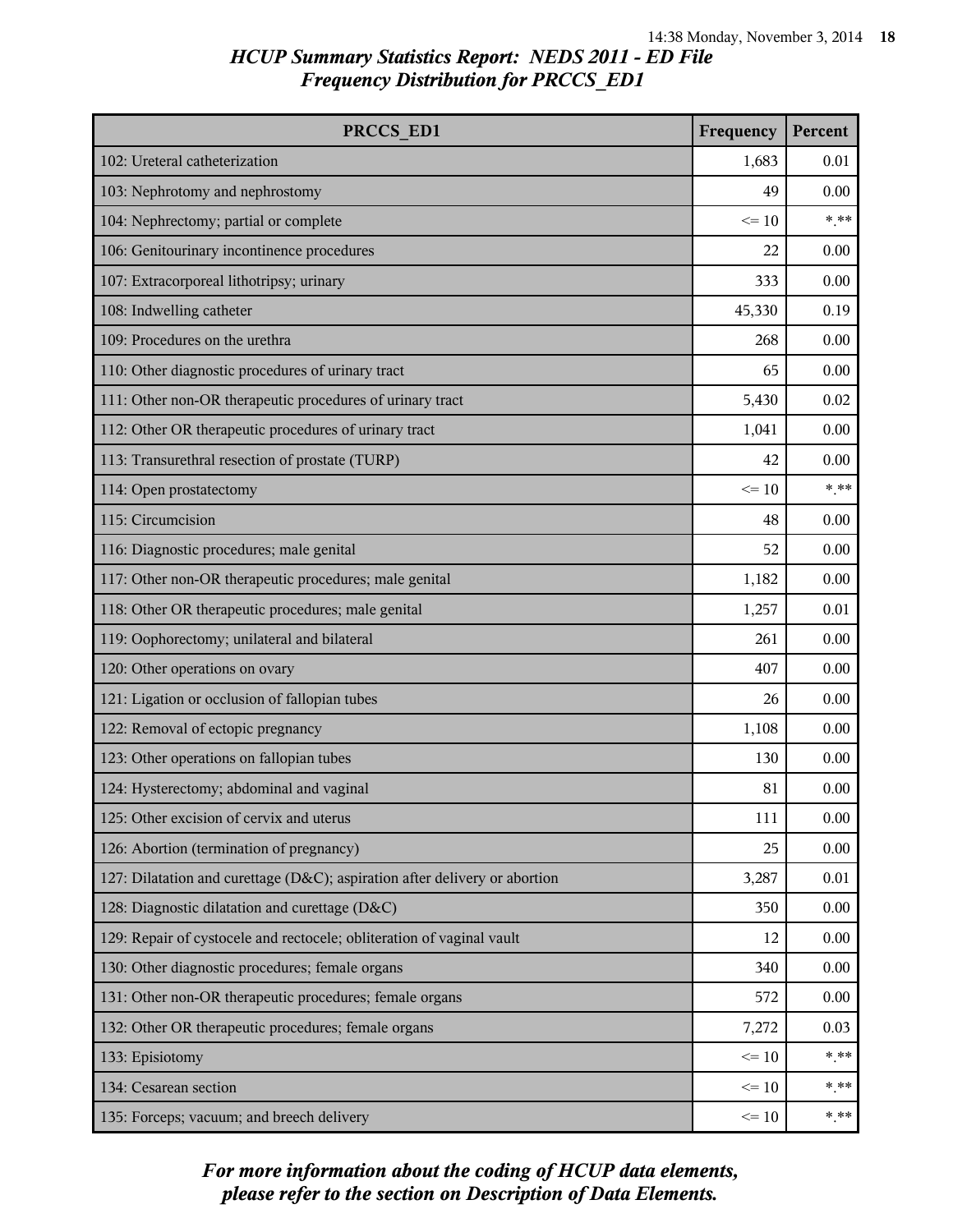# HCUP Summary Statistics Report: NEDS 2011 - ED File
## Frequency Distribution for PRCCS_ED1

| PRCCS_ED1 | Frequency | Percent |
|---|---|---|
| 102: Ureteral catheterization | 1,683 | 0.01 |
| 103: Nephrotomy and nephrostomy | 49 | 0.00 |
| 104: Nephrectomy; partial or complete | <= 10 | *.** |
| 106: Genitourinary incontinence procedures | 22 | 0.00 |
| 107: Extracorporeal lithotripsy; urinary | 333 | 0.00 |
| 108: Indwelling catheter | 45,330 | 0.19 |
| 109: Procedures on the urethra | 268 | 0.00 |
| 110: Other diagnostic procedures of urinary tract | 65 | 0.00 |
| 111: Other non-OR therapeutic procedures of urinary tract | 5,430 | 0.02 |
| 112: Other OR therapeutic procedures of urinary tract | 1,041 | 0.00 |
| 113: Transurethral resection of prostate (TURP) | 42 | 0.00 |
| 114: Open prostatectomy | <= 10 | *.** |
| 115: Circumcision | 48 | 0.00 |
| 116: Diagnostic procedures; male genital | 52 | 0.00 |
| 117: Other non-OR therapeutic procedures; male genital | 1,182 | 0.00 |
| 118: Other OR therapeutic procedures; male genital | 1,257 | 0.01 |
| 119: Oophorectomy; unilateral and bilateral | 261 | 0.00 |
| 120: Other operations on ovary | 407 | 0.00 |
| 121: Ligation or occlusion of fallopian tubes | 26 | 0.00 |
| 122: Removal of ectopic pregnancy | 1,108 | 0.00 |
| 123: Other operations on fallopian tubes | 130 | 0.00 |
| 124: Hysterectomy; abdominal and vaginal | 81 | 0.00 |
| 125: Other excision of cervix and uterus | 111 | 0.00 |
| 126: Abortion (termination of pregnancy) | 25 | 0.00 |
| 127: Dilatation and curettage (D&C); aspiration after delivery or abortion | 3,287 | 0.01 |
| 128: Diagnostic dilatation and curettage (D&C) | 350 | 0.00 |
| 129: Repair of cystocele and rectocele; obliteration of vaginal vault | 12 | 0.00 |
| 130: Other diagnostic procedures; female organs | 340 | 0.00 |
| 131: Other non-OR therapeutic procedures; female organs | 572 | 0.00 |
| 132: Other OR therapeutic procedures; female organs | 7,272 | 0.03 |
| 133: Episiotomy | <= 10 | *.** |
| 134: Cesarean section | <= 10 | *.** |
| 135: Forceps; vacuum; and breech delivery | <= 10 | *.** |

*For more information about the coding of HCUP data elements, please refer to the section on Description of Data Elements.*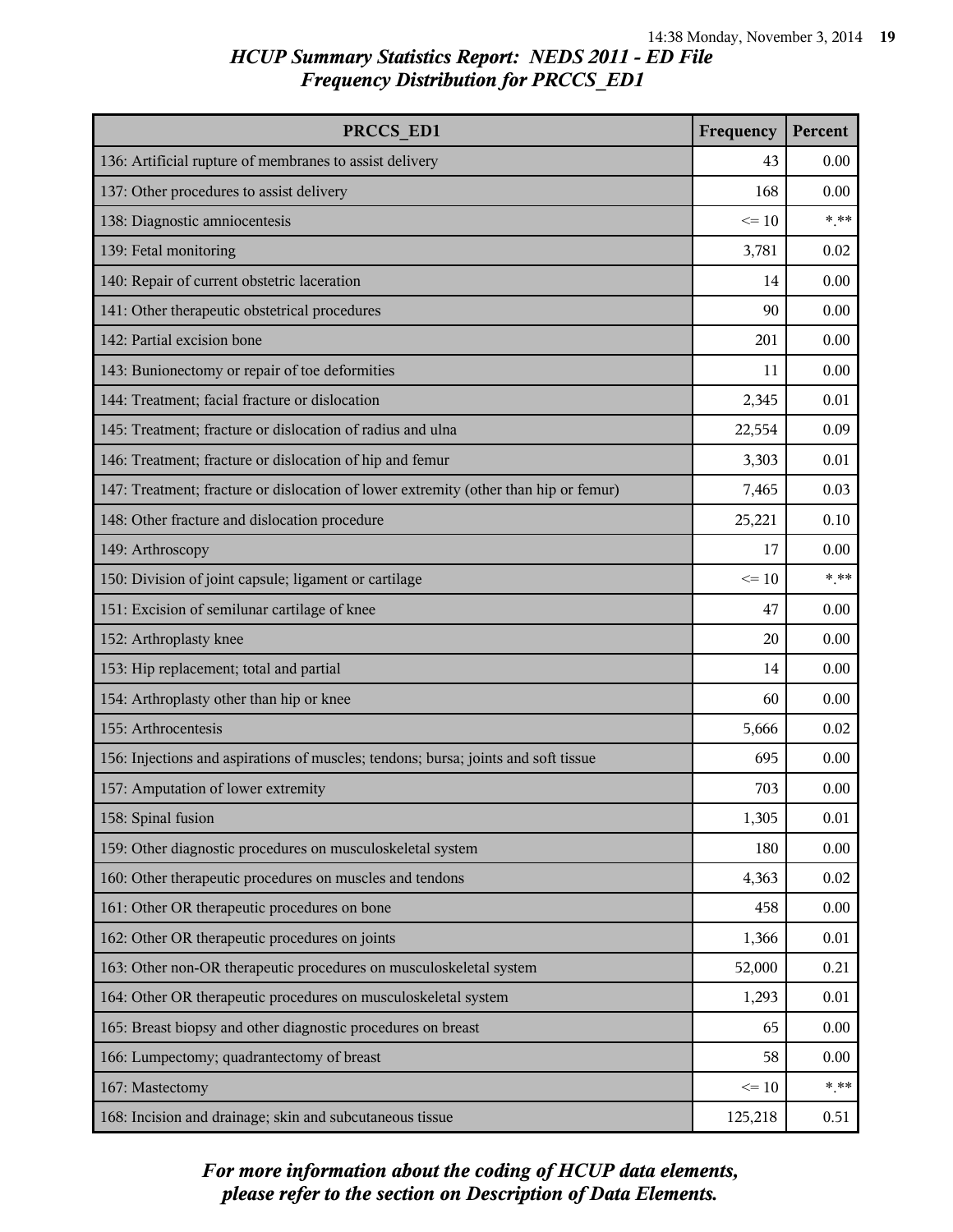# HCUP Summary Statistics Report: NEDS 2011 - ED File
## Frequency Distribution for PRCCS_ED1

| PRCCS_ED1 | Frequency | Percent |
|---|---|---|
| 136: Artificial rupture of membranes to assist delivery | 43 | 0.00 |
| 137: Other procedures to assist delivery | 168 | 0.00 |
| 138: Diagnostic amniocentesis | <= 10 | *.** |
| 139: Fetal monitoring | 3,781 | 0.02 |
| 140: Repair of current obstetric laceration | 14 | 0.00 |
| 141: Other therapeutic obstetrical procedures | 90 | 0.00 |
| 142: Partial excision bone | 201 | 0.00 |
| 143: Bunionectomy or repair of toe deformities | 11 | 0.00 |
| 144: Treatment; facial fracture or dislocation | 2,345 | 0.01 |
| 145: Treatment; fracture or dislocation of radius and ulna | 22,554 | 0.09 |
| 146: Treatment; fracture or dislocation of hip and femur | 3,303 | 0.01 |
| 147: Treatment; fracture or dislocation of lower extremity (other than hip or femur) | 7,465 | 0.03 |
| 148: Other fracture and dislocation procedure | 25,221 | 0.10 |
| 149: Arthroscopy | 17 | 0.00 |
| 150: Division of joint capsule; ligament or cartilage | <= 10 | *.** |
| 151: Excision of semilunar cartilage of knee | 47 | 0.00 |
| 152: Arthroplasty knee | 20 | 0.00 |
| 153: Hip replacement; total and partial | 14 | 0.00 |
| 154: Arthroplasty other than hip or knee | 60 | 0.00 |
| 155: Arthrocentesis | 5,666 | 0.02 |
| 156: Injections and aspirations of muscles; tendons; bursa; joints and soft tissue | 695 | 0.00 |
| 157: Amputation of lower extremity | 703 | 0.00 |
| 158: Spinal fusion | 1,305 | 0.01 |
| 159: Other diagnostic procedures on musculoskeletal system | 180 | 0.00 |
| 160: Other therapeutic procedures on muscles and tendons | 4,363 | 0.02 |
| 161: Other OR therapeutic procedures on bone | 458 | 0.00 |
| 162: Other OR therapeutic procedures on joints | 1,366 | 0.01 |
| 163: Other non-OR therapeutic procedures on musculoskeletal system | 52,000 | 0.21 |
| 164: Other OR therapeutic procedures on musculoskeletal system | 1,293 | 0.01 |
| 165: Breast biopsy and other diagnostic procedures on breast | 65 | 0.00 |
| 166: Lumpectomy; quadrantectomy of breast | 58 | 0.00 |
| 167: Mastectomy | <= 10 | *.** |
| 168: Incision and drainage; skin and subcutaneous tissue | 125,218 | 0.51 |

*For more information about the coding of HCUP data elements, please refer to the section on Description of Data Elements.*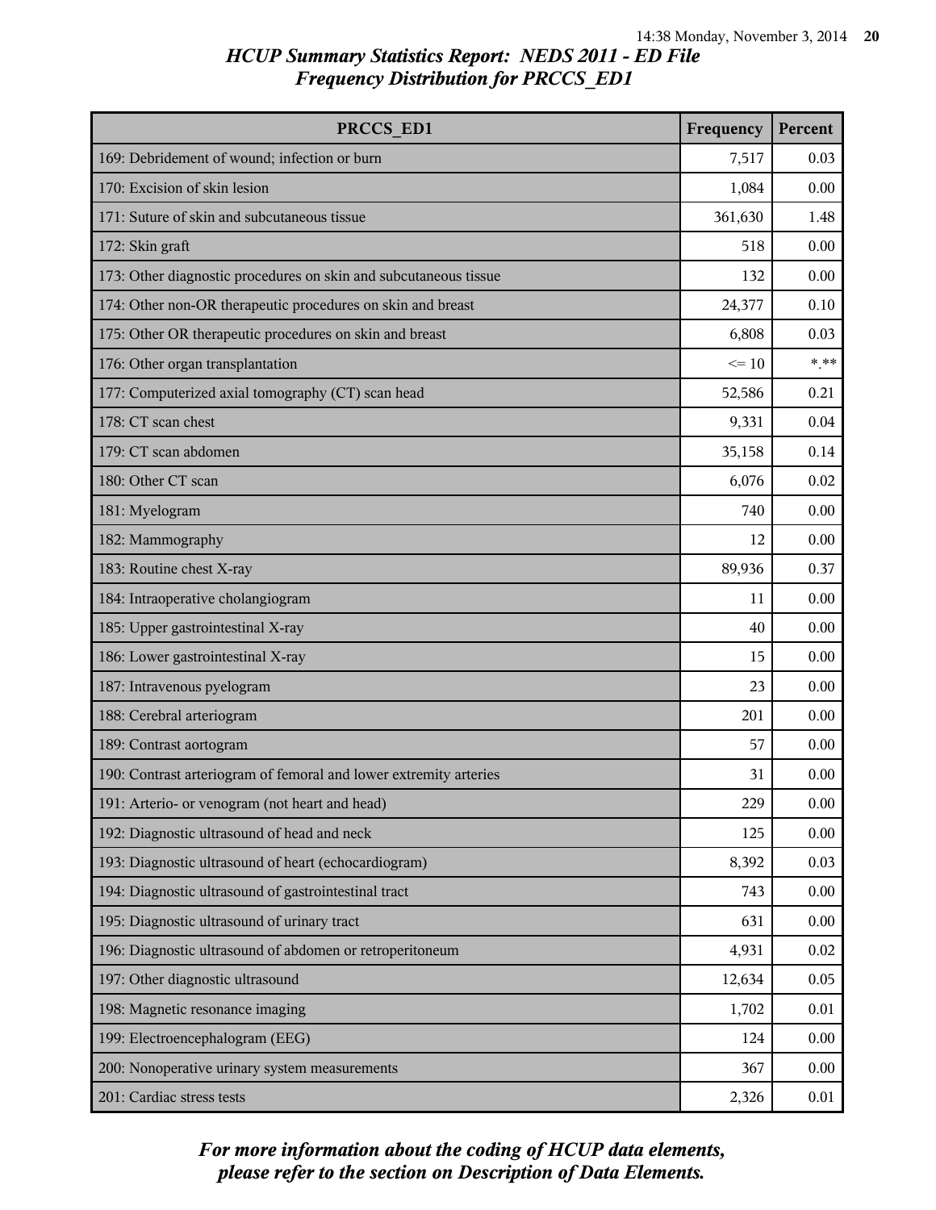## HCUP Summary Statistics Report: NEDS 2011 - ED File
## Frequency Distribution for PRCCS_ED1

| PRCCS_ED1 | Frequency | Percent |
|---|---|---|
| 169: Debridement of wound; infection or burn | 7,517 | 0.03 |
| 170: Excision of skin lesion | 1,084 | 0.00 |
| 171: Suture of skin and subcutaneous tissue | 361,630 | 1.48 |
| 172: Skin graft | 518 | 0.00 |
| 173: Other diagnostic procedures on skin and subcutaneous tissue | 132 | 0.00 |
| 174: Other non-OR therapeutic procedures on skin and breast | 24,377 | 0.10 |
| 175: Other OR therapeutic procedures on skin and breast | 6,808 | 0.03 |
| 176: Other organ transplantation | <= 10 | *.** |
| 177: Computerized axial tomography (CT) scan head | 52,586 | 0.21 |
| 178: CT scan chest | 9,331 | 0.04 |
| 179: CT scan abdomen | 35,158 | 0.14 |
| 180: Other CT scan | 6,076 | 0.02 |
| 181: Myelogram | 740 | 0.00 |
| 182: Mammography | 12 | 0.00 |
| 183: Routine chest X-ray | 89,936 | 0.37 |
| 184: Intraoperative cholangiogram | 11 | 0.00 |
| 185: Upper gastrointestinal X-ray | 40 | 0.00 |
| 186: Lower gastrointestinal X-ray | 15 | 0.00 |
| 187: Intravenous pyelogram | 23 | 0.00 |
| 188: Cerebral arteriogram | 201 | 0.00 |
| 189: Contrast aortogram | 57 | 0.00 |
| 190: Contrast arteriogram of femoral and lower extremity arteries | 31 | 0.00 |
| 191: Arterio- or venogram (not heart and head) | 229 | 0.00 |
| 192: Diagnostic ultrasound of head and neck | 125 | 0.00 |
| 193: Diagnostic ultrasound of heart (echocardiogram) | 8,392 | 0.03 |
| 194: Diagnostic ultrasound of gastrointestinal tract | 743 | 0.00 |
| 195: Diagnostic ultrasound of urinary tract | 631 | 0.00 |
| 196: Diagnostic ultrasound of abdomen or retroperitoneum | 4,931 | 0.02 |
| 197: Other diagnostic ultrasound | 12,634 | 0.05 |
| 198: Magnetic resonance imaging | 1,702 | 0.01 |
| 199: Electroencephalogram (EEG) | 124 | 0.00 |
| 200: Nonoperative urinary system measurements | 367 | 0.00 |
| 201: Cardiac stress tests | 2,326 | 0.01 |

*For more information about the coding of HCUP data elements, please refer to the section on Description of Data Elements.*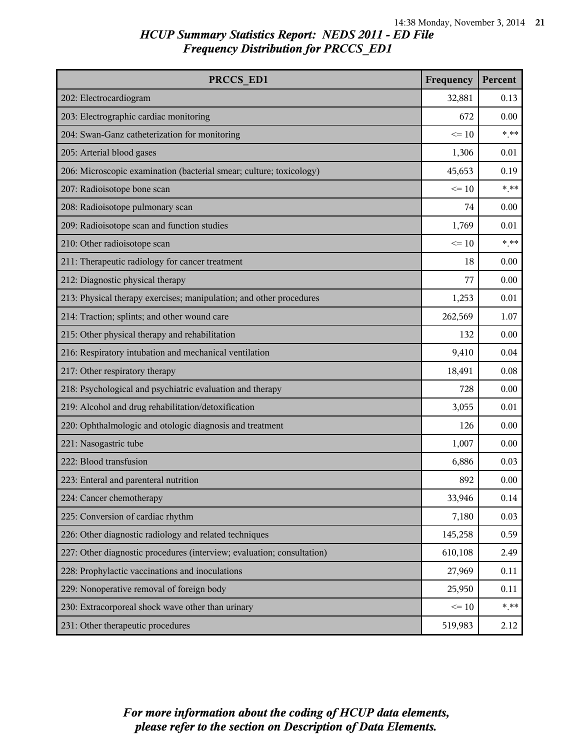# HCUP Summary Statistics Report: NEDS 2011 - ED File
## Frequency Distribution for PRCCS_ED1

| PRCCS_ED1 | Frequency | Percent |
|---|---|---|
| 202: Electrocardiogram | 32,881 | 0.13 |
| 203: Electrographic cardiac monitoring | 672 | 0.00 |
| 204: Swan-Ganz catheterization for monitoring | <= 10 | *.** |
| 205: Arterial blood gases | 1,306 | 0.01 |
| 206: Microscopic examination (bacterial smear; culture; toxicology) | 45,653 | 0.19 |
| 207: Radioisotope bone scan | <= 10 | *.** |
| 208: Radioisotope pulmonary scan | 74 | 0.00 |
| 209: Radioisotope scan and function studies | 1,769 | 0.01 |
| 210: Other radioisotope scan | <= 10 | *.** |
| 211: Therapeutic radiology for cancer treatment | 18 | 0.00 |
| 212: Diagnostic physical therapy | 77 | 0.00 |
| 213: Physical therapy exercises; manipulation; and other procedures | 1,253 | 0.01 |
| 214: Traction; splints; and other wound care | 262,569 | 1.07 |
| 215: Other physical therapy and rehabilitation | 132 | 0.00 |
| 216: Respiratory intubation and mechanical ventilation | 9,410 | 0.04 |
| 217: Other respiratory therapy | 18,491 | 0.08 |
| 218: Psychological and psychiatric evaluation and therapy | 728 | 0.00 |
| 219: Alcohol and drug rehabilitation/detoxification | 3,055 | 0.01 |
| 220: Ophthalmologic and otologic diagnosis and treatment | 126 | 0.00 |
| 221: Nasogastric tube | 1,007 | 0.00 |
| 222: Blood transfusion | 6,886 | 0.03 |
| 223: Enteral and parenteral nutrition | 892 | 0.00 |
| 224: Cancer chemotherapy | 33,946 | 0.14 |
| 225: Conversion of cardiac rhythm | 7,180 | 0.03 |
| 226: Other diagnostic radiology and related techniques | 145,258 | 0.59 |
| 227: Other diagnostic procedures (interview; evaluation; consultation) | 610,108 | 2.49 |
| 228: Prophylactic vaccinations and inoculations | 27,969 | 0.11 |
| 229: Nonoperative removal of foreign body | 25,950 | 0.11 |
| 230: Extracorporeal shock wave other than urinary | <= 10 | *.** |
| 231: Other therapeutic procedures | 519,983 | 2.12 |

*For more information about the coding of HCUP data elements, please refer to the section on Description of Data Elements.*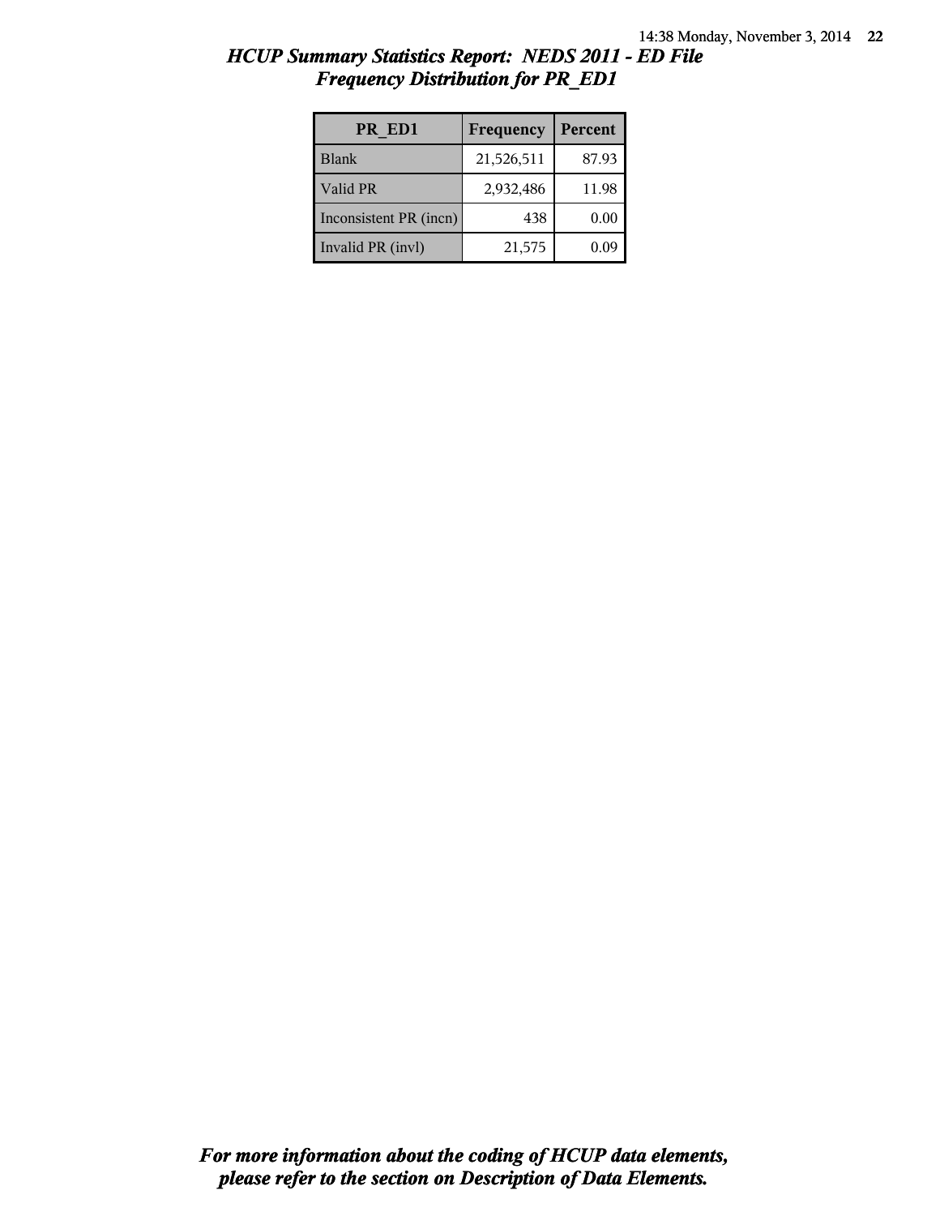## *HCUP Summary Statistics Report: NEDS 2011 - ED File*
## *Frequency Distribution for PR_ED1*

| PR_ED1 | Frequency | Percent |
|---|---|---|
| Blank | 21,526,511 | 87.93 |
| Valid PR | 2,932,486 | 11.98 |
| Inconsistent PR (incn) | 438 | 0.00 |
| Invalid PR (invl) | 21,575 | 0.09 |

***For more information about the coding of HCUP data elements, please refer to the section on Description of Data Elements.***